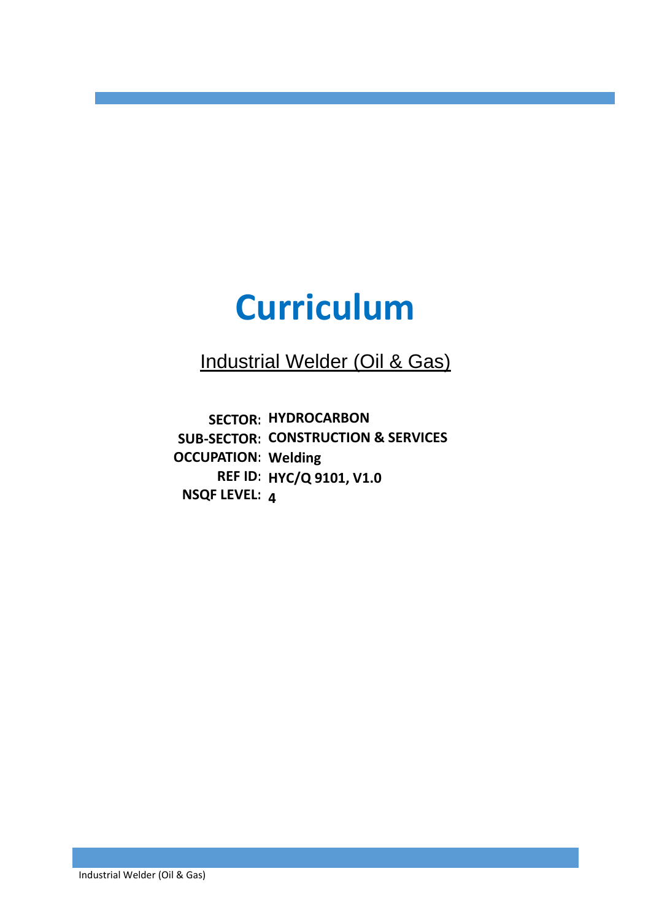# Curriculum

Industrial Welder (Oil & Gas)

**SECTOR:** **HYDROCARBON**
**SUB-SECTOR:** **CONSTRUCTION & SERVICES**
**OCCUPATION:** **Welding**
**REF ID:** **HYC/Q 9101, V1.0**
**NSQF LEVEL:** **4**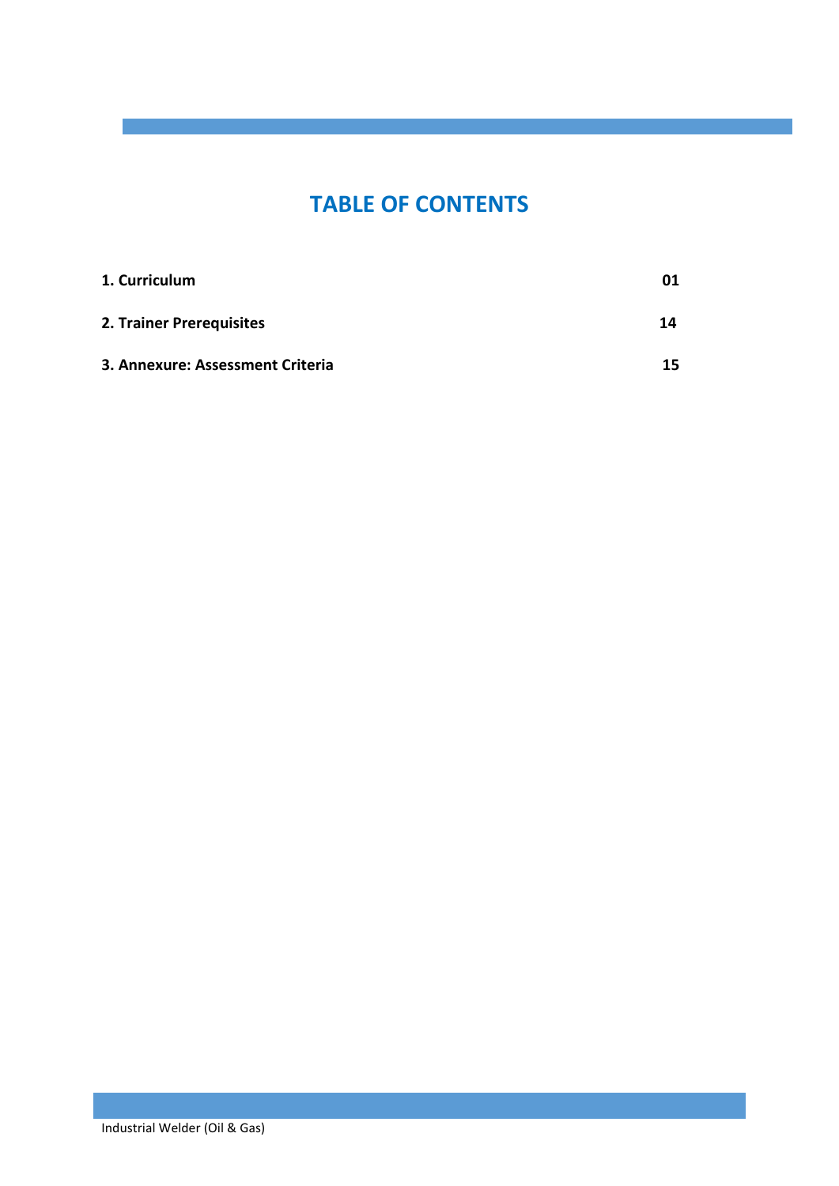# TABLE OF CONTENTS

| | |
|---|---|
| **1. Curriculum** | **01** |
| **2. Trainer Prerequisites** | **14** |
| **3. Annexure: Assessment Criteria** | **15** |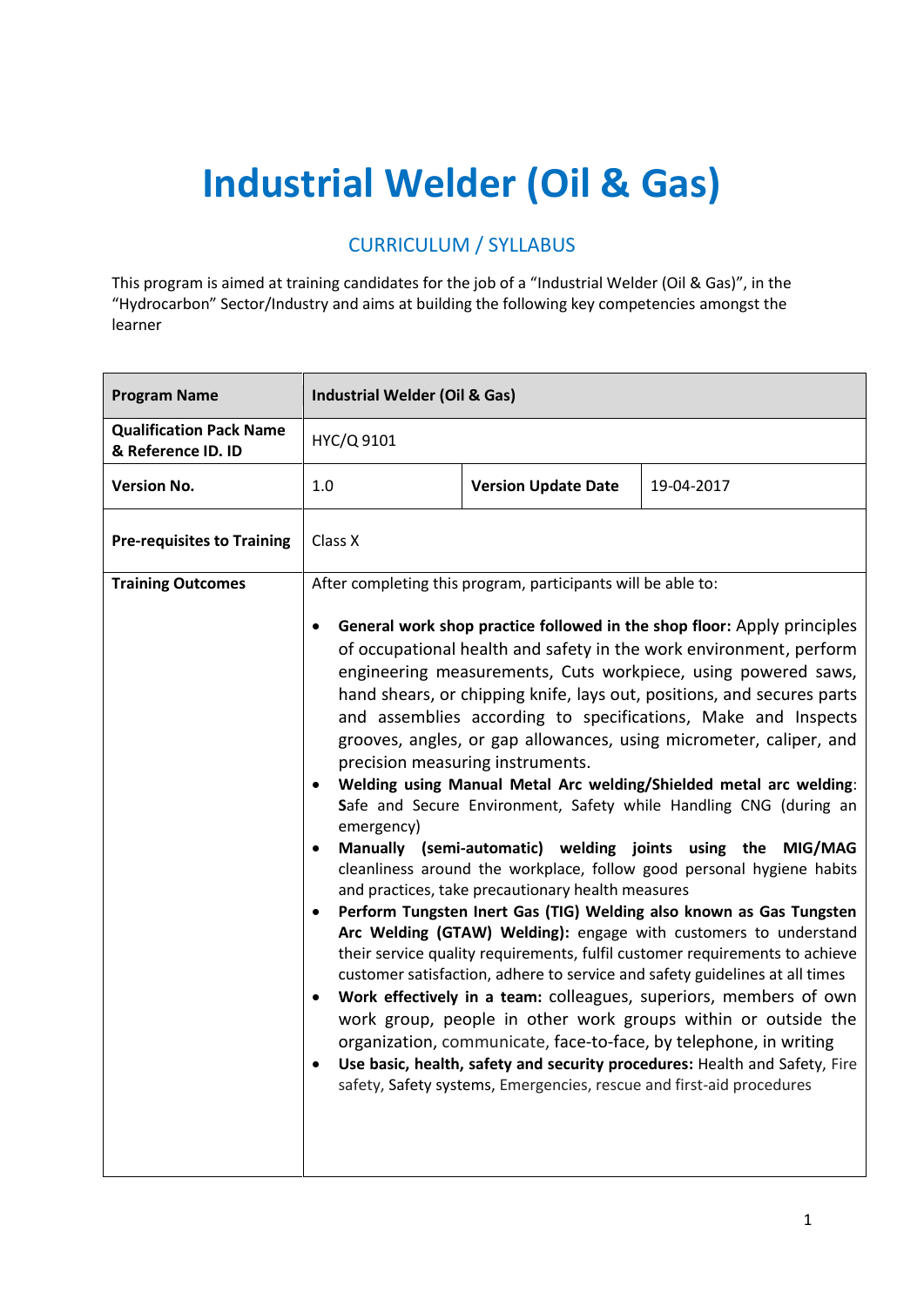# Industrial Welder (Oil & Gas)

## CURRICULUM / SYLLABUS

This program is aimed at training candidates for the job of a "Industrial Welder (Oil & Gas)", in the "Hydrocarbon" Sector/Industry and aims at building the following key competencies amongst the learner

| **Program Name** | **Industrial Welder (Oil & Gas)** | | |
|---|---|---|---|
| **Qualification Pack Name & Reference ID. ID** | HYC/Q 9101 | | |
| **Version No.** | 1.0 | **Version Update Date** | 19-04-2017 |
| **Pre-requisites to Training** | Class X | | |
| **Training Outcomes** | After completing this program, participants will be able to:<br><br>• **General work shop practice followed in the shop floor:** Apply principles of occupational health and safety in the work environment, perform engineering measurements, Cuts workpiece, using powered saws, hand shears, or chipping knife, lays out, positions, and secures parts and assemblies according to specifications, Make and Inspects grooves, angles, or gap allowances, using micrometer, caliper, and precision measuring instruments.<br>• **Welding using Manual Metal Arc welding/Shielded metal arc welding**: **S**afe and Secure Environment, Safety while Handling CNG (during an emergency)<br>• **Manually (semi-automatic) welding joints using the MIG/MAG** cleanliness around the workplace, follow good personal hygiene habits and practices, take precautionary health measures<br>• **Perform Tungsten Inert Gas (TIG) Welding also known as Gas Tungsten Arc Welding (GTAW) Welding):** engage with customers to understand their service quality requirements, fulfil customer requirements to achieve customer satisfaction, adhere to service and safety guidelines at all times<br>• **Work effectively in a team:** colleagues, superiors, members of own work group, people in other work groups within or outside the organization, communicate, face-to-face, by telephone, in writing<br>• **Use basic, health, safety and security procedures:** Health and Safety, Fire safety, Safety systems, Emergencies, rescue and first-aid procedures | | |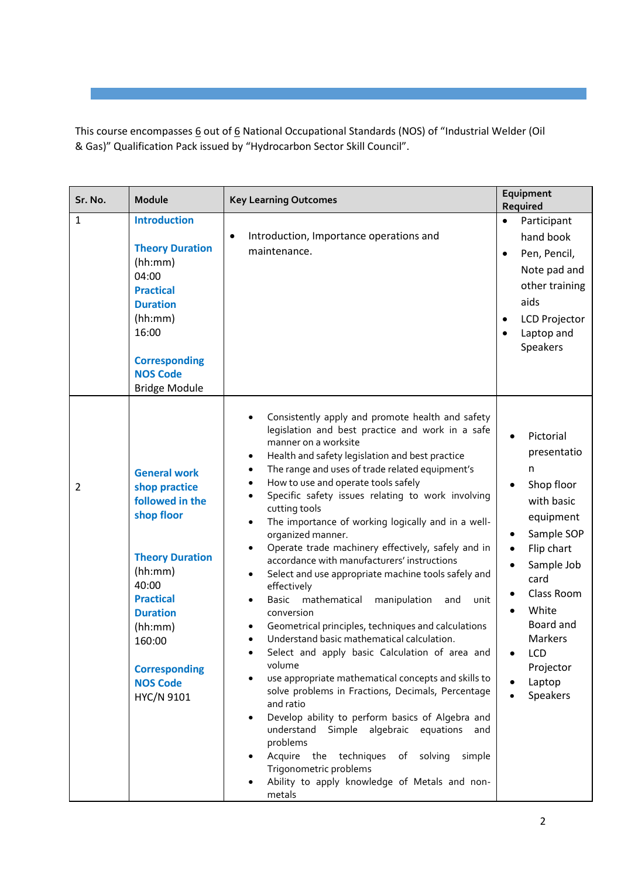This course encompasses 6 out of 6 National Occupational Standards (NOS) of "Industrial Welder (Oil & Gas)" Qualification Pack issued by "Hydrocarbon Sector Skill Council".

| Sr. No. | Module | Key Learning Outcomes | Equipment Required |
|---|---|---|---|
| 1 | **Introduction**<br><br>**Theory Duration** (hh:mm) 04:00<br>**Practical Duration** (hh:mm) 16:00<br><br>**Corresponding NOS Code** Bridge Module | • Introduction, Importance operations and maintenance. | • Participant hand book<br>• Pen, Pencil, Note pad and other training aids<br>• LCD Projector<br>• Laptop and Speakers |
| 2 | **General work shop practice followed in the shop floor**<br><br>**Theory Duration** (hh:mm) 40:00<br>**Practical Duration** (hh:mm) 160:00<br><br>**Corresponding NOS Code** HYC/N 9101 | • Consistently apply and promote health and safety legislation and best practice and work in a safe manner on a worksite<br>• Health and safety legislation and best practice<br>• The range and uses of trade related equipment's<br>• How to use and operate tools safely<br>• Specific safety issues relating to work involving cutting tools<br>• The importance of working logically and in a well-organized manner.<br>• Operate trade machinery effectively, safely and in accordance with manufacturers' instructions<br>• Select and use appropriate machine tools safely and effectively<br>• Basic mathematical manipulation and unit conversion<br>• Geometrical principles, techniques and calculations<br>• Understand basic mathematical calculation.<br>• Select and apply basic Calculation of area and volume<br>• use appropriate mathematical concepts and skills to solve problems in Fractions, Decimals, Percentage and ratio<br>• Develop ability to perform basics of Algebra and understand Simple algebraic equations and problems<br>• Acquire the techniques of solving simple Trigonometric problems<br>• Ability to apply knowledge of Metals and non-metals | • Pictorial presentation<br>• Shop floor with basic equipment<br>• Sample SOP<br>• Flip chart<br>• Sample Job card<br>• Class Room<br>• White Board and Markers<br>• LCD Projector<br>• Laptop<br>• Speakers |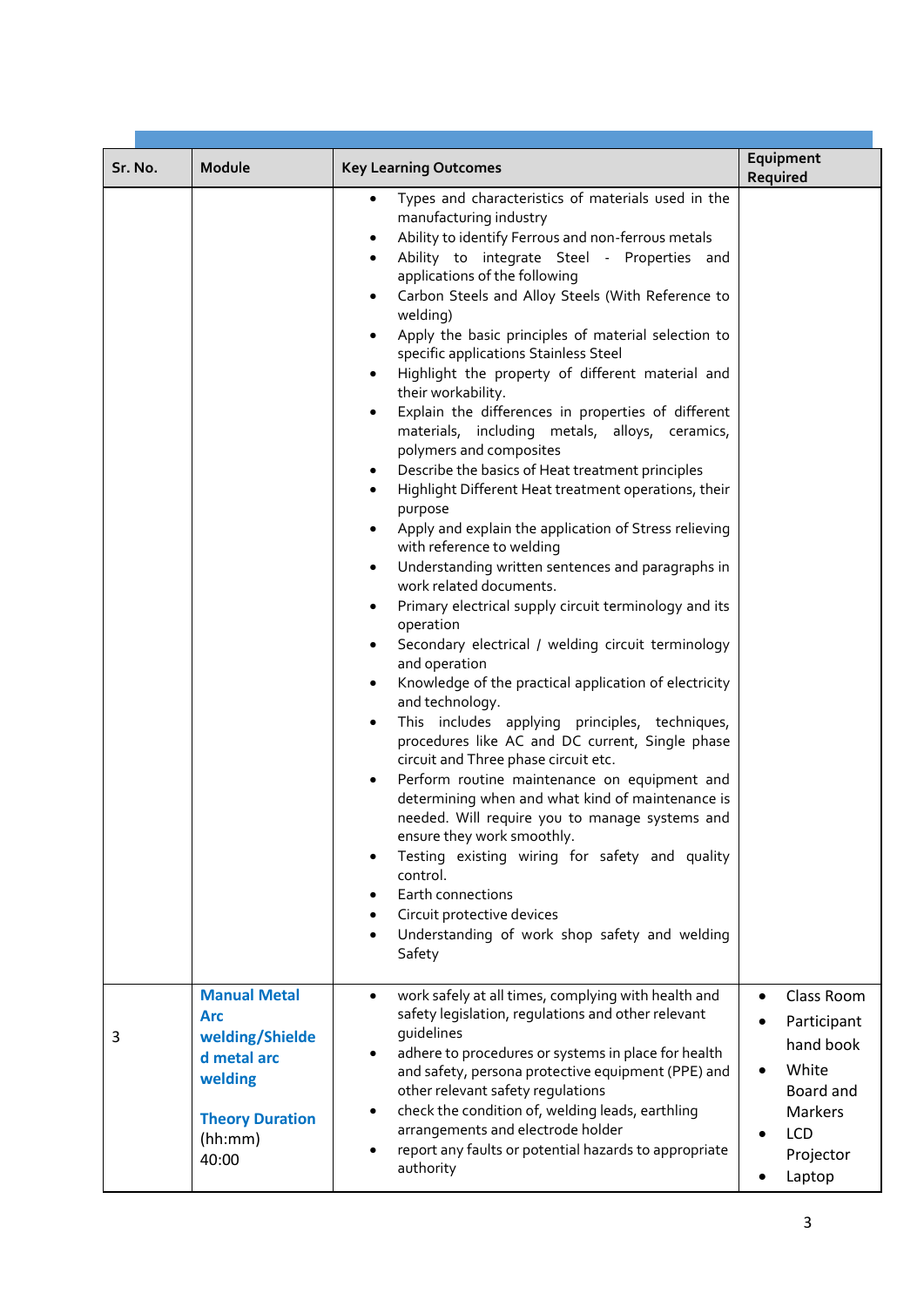| Sr. No. | Module | Key Learning Outcomes | Equipment Required |
|---|---|---|---|
| | | • Types and characteristics of materials used in the manufacturing industry<br>• Ability to identify Ferrous and non-ferrous metals<br>• Ability to integrate Steel - Properties and applications of the following<br>• Carbon Steels and Alloy Steels (With Reference to welding)<br>• Apply the basic principles of material selection to specific applications Stainless Steel<br>• Highlight the property of different material and their workability.<br>• Explain the differences in properties of different materials, including metals, alloys, ceramics, polymers and composites<br>• Describe the basics of Heat treatment principles<br>• Highlight Different Heat treatment operations, their purpose<br>• Apply and explain the application of Stress relieving with reference to welding<br>• Understanding written sentences and paragraphs in work related documents.<br>• Primary electrical supply circuit terminology and its operation<br>• Secondary electrical / welding circuit terminology and operation<br>• Knowledge of the practical application of electricity and technology.<br>• This includes applying principles, techniques, procedures like AC and DC current, Single phase circuit and Three phase circuit etc.<br>• Perform routine maintenance on equipment and determining when and what kind of maintenance is needed. Will require you to manage systems and ensure they work smoothly.<br>• Testing existing wiring for safety and quality control.<br>• Earth connections<br>• Circuit protective devices<br>• Understanding of work shop safety and welding Safety | |
| 3 | **Manual Metal Arc welding/Shielded metal arc welding**<br><br>**Theory Duration** (hh:mm)<br>40:00 | • work safely at all times, complying with health and safety legislation, regulations and other relevant guidelines<br>• adhere to procedures or systems in place for health and safety, persona protective equipment (PPE) and other relevant safety regulations<br>• check the condition of, welding leads, earthling arrangements and electrode holder<br>• report any faults or potential hazards to appropriate authority | • Class Room<br>• Participant hand book<br>• White Board and Markers<br>• LCD Projector<br>• Laptop |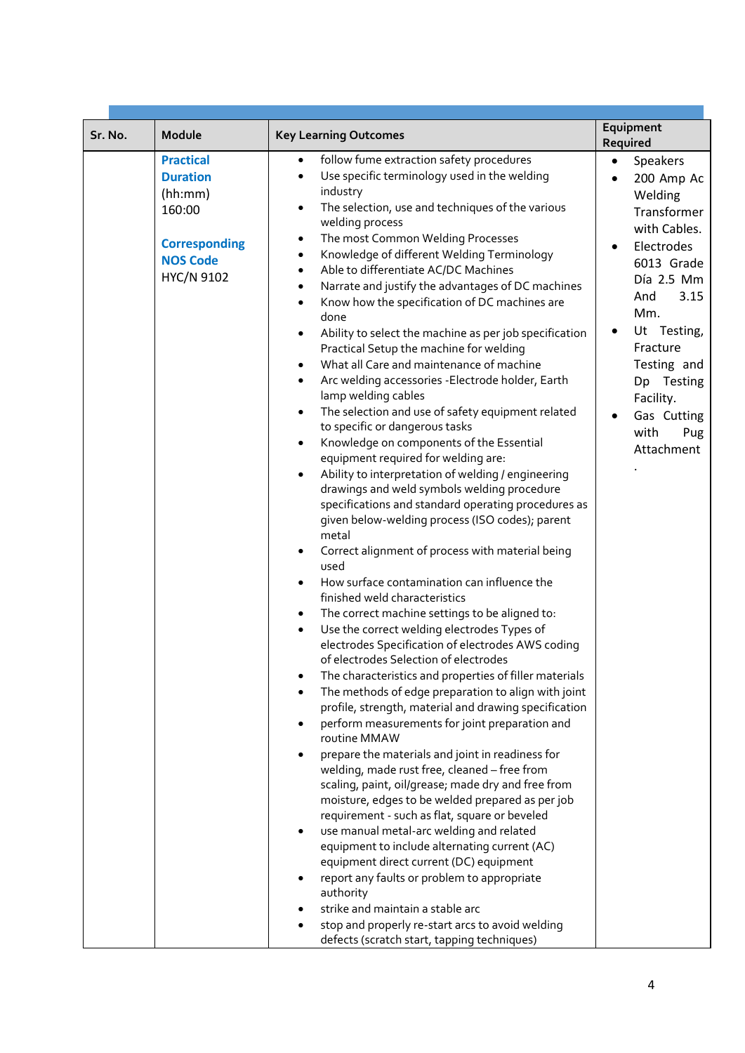| Sr. No. | Module | Key Learning Outcomes | Equipment Required |
|---|---|---|---|
| | **Practical Duration** (hh:mm) 160:00<br><br>**Corresponding NOS Code** HYC/N 9102 | • follow fume extraction safety procedures<br>• Use specific terminology used in the welding industry<br>• The selection, use and techniques of the various welding process<br>• The most Common Welding Processes<br>• Knowledge of different Welding Terminology<br>• Able to differentiate AC/DC Machines<br>• Narrate and justify the advantages of DC machines<br>• Know how the specification of DC machines are done<br>• Ability to select the machine as per job specification Practical Setup the machine for welding<br>• What all Care and maintenance of machine<br>• Arc welding accessories -Electrode holder, Earth lamp welding cables<br>• The selection and use of safety equipment related to specific or dangerous tasks<br>• Knowledge on components of the Essential equipment required for welding are:<br>• Ability to interpretation of welding / engineering drawings and weld symbols welding procedure specifications and standard operating procedures as given below-welding process (ISO codes); parent metal<br>• Correct alignment of process with material being used<br>• How surface contamination can influence the finished weld characteristics<br>• The correct machine settings to be aligned to:<br>• Use the correct welding electrodes Types of electrodes Specification of electrodes AWS coding of electrodes Selection of electrodes<br>• The characteristics and properties of filler materials<br>• The methods of edge preparation to align with joint profile, strength, material and drawing specification<br>• perform measurements for joint preparation and routine MMAW<br>• prepare the materials and joint in readiness for welding, made rust free, cleaned – free from scaling, paint, oil/grease; made dry and free from moisture, edges to be welded prepared as per job requirement - such as flat, square or beveled<br>• use manual metal-arc welding and related equipment to include alternating current (AC) equipment direct current (DC) equipment<br>• report any faults or problem to appropriate authority<br>• strike and maintain a stable arc<br>• stop and properly re-start arcs to avoid welding defects (scratch start, tapping techniques) | • Speakers<br>• 200 Amp Ac Welding Transformer with Cables.<br>• Electrodes 6013 Grade Día 2.5 Mm And 3.15 Mm.<br>• Ut Testing, Fracture Testing and Dp Testing Facility.<br>• Gas Cutting with Pug Attachment<br>. |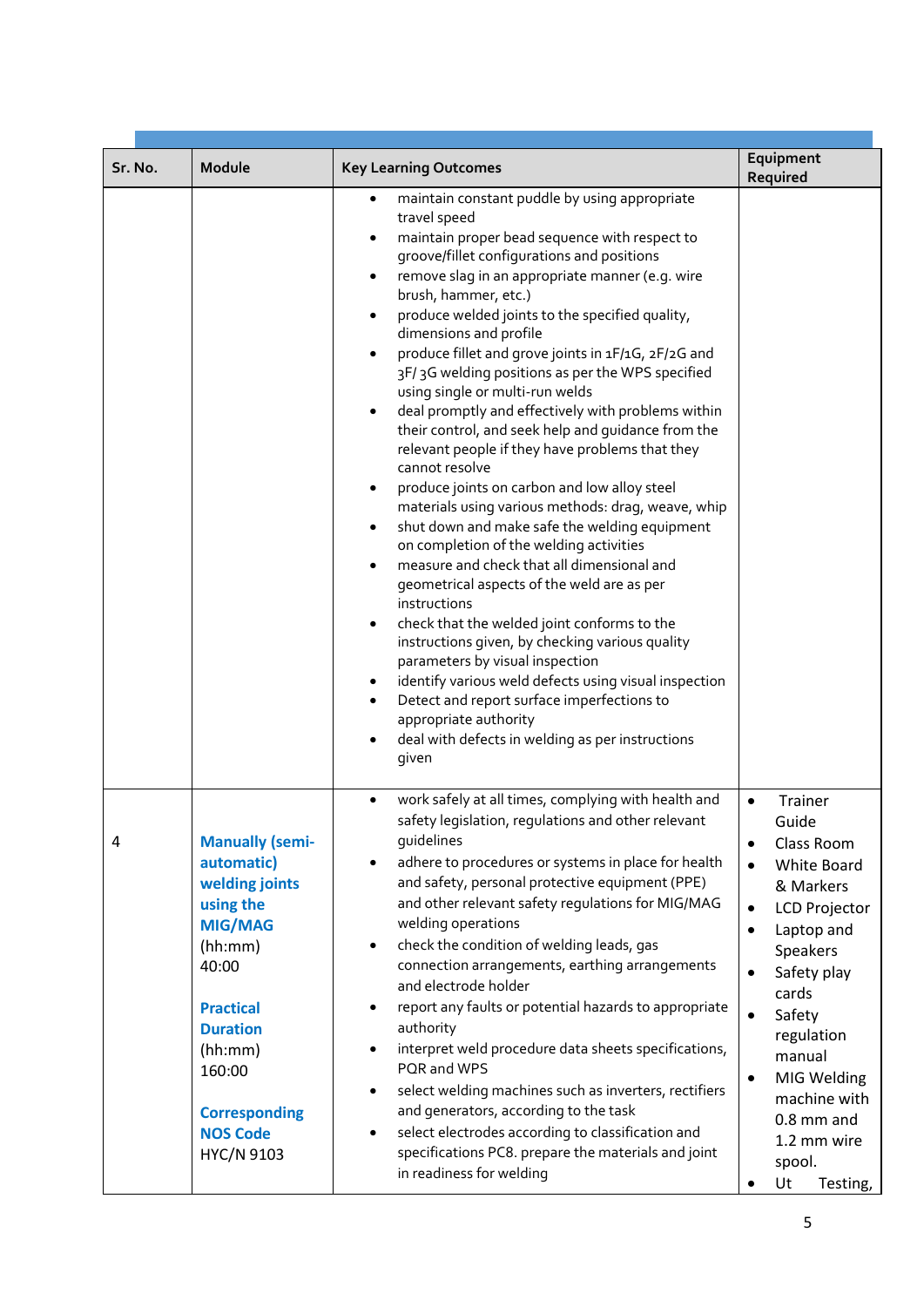| Sr. No. | Module | Key Learning Outcomes | Equipment Required |
|---|---|---|---|
| | | • maintain constant puddle by using appropriate travel speed<br>• maintain proper bead sequence with respect to groove/fillet configurations and positions<br>• remove slag in an appropriate manner (e.g. wire brush, hammer, etc.)<br>• produce welded joints to the specified quality, dimensions and profile<br>• produce fillet and grove joints in 1F/1G, 2F/2G and 3F/ 3G welding positions as per the WPS specified using single or multi-run welds<br>• deal promptly and effectively with problems within their control, and seek help and guidance from the relevant people if they have problems that they cannot resolve<br>• produce joints on carbon and low alloy steel materials using various methods: drag, weave, whip<br>• shut down and make safe the welding equipment on completion of the welding activities<br>• measure and check that all dimensional and geometrical aspects of the weld are as per instructions<br>• check that the welded joint conforms to the instructions given, by checking various quality parameters by visual inspection<br>• identify various weld defects using visual inspection<br>• Detect and report surface imperfections to appropriate authority<br>• deal with defects in welding as per instructions given | |
| 4 | **Manually (semi-automatic) welding joints using the MIG/MAG**<br>(hh:mm)<br>40:00<br><br>**Practical Duration**<br>(hh:mm)<br>160:00<br><br>**Corresponding NOS Code**<br>HYC/N 9103 | • work safely at all times, complying with health and safety legislation, regulations and other relevant guidelines<br>• adhere to procedures or systems in place for health and safety, personal protective equipment (PPE) and other relevant safety regulations for MIG/MAG welding operations<br>• check the condition of welding leads, gas connection arrangements, earthing arrangements and electrode holder<br>• report any faults or potential hazards to appropriate authority<br>• interpret weld procedure data sheets specifications, PQR and WPS<br>• select welding machines such as inverters, rectifiers and generators, according to the task<br>• select electrodes according to classification and specifications PC8. prepare the materials and joint in readiness for welding | • Trainer Guide<br>• Class Room<br>• White Board & Markers<br>• LCD Projector<br>• Laptop and Speakers<br>• Safety play cards<br>• Safety regulation manual<br>• MIG Welding machine with 0.8 mm and 1.2 mm wire spool.<br>• Ut Testing, |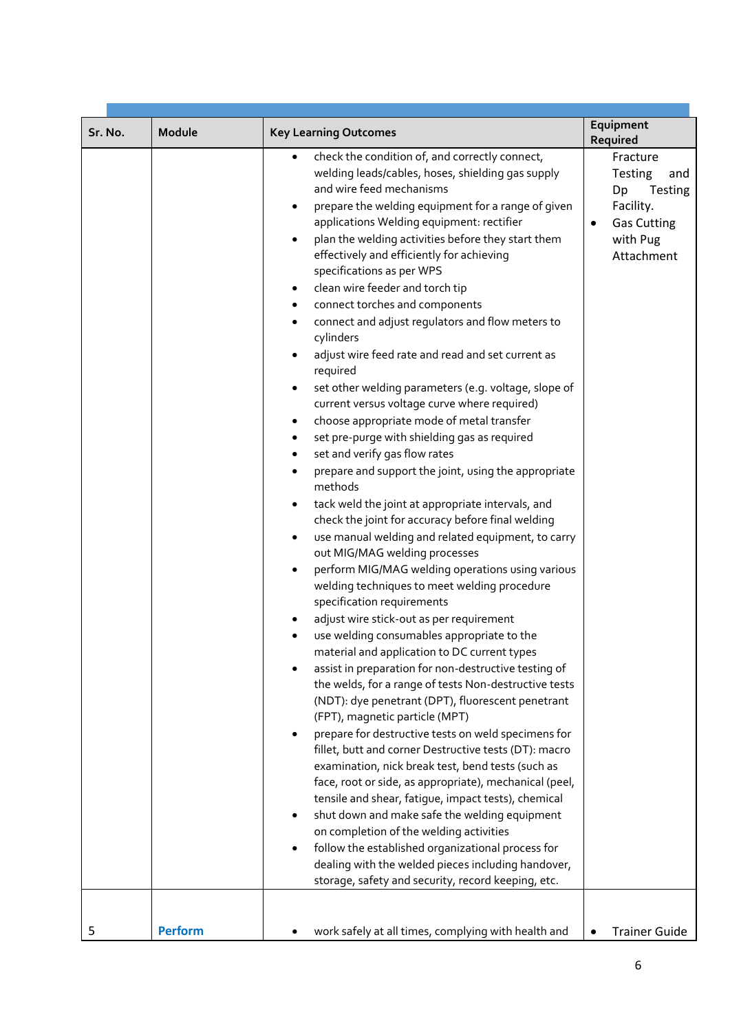| Sr. No. | Module | Key Learning Outcomes | Equipment Required |
|---|---|---|---|
| | | • check the condition of, and correctly connect, welding leads/cables, hoses, shielding gas supply and wire feed mechanisms<br>• prepare the welding equipment for a range of given applications Welding equipment: rectifier<br>• plan the welding activities before they start them effectively and efficiently for achieving specifications as per WPS<br>• clean wire feeder and torch tip<br>• connect torches and components<br>• connect and adjust regulators and flow meters to cylinders<br>• adjust wire feed rate and read and set current as required<br>• set other welding parameters (e.g. voltage, slope of current versus voltage curve where required)<br>• choose appropriate mode of metal transfer<br>• set pre-purge with shielding gas as required<br>• set and verify gas flow rates<br>• prepare and support the joint, using the appropriate methods<br>• tack weld the joint at appropriate intervals, and check the joint for accuracy before final welding<br>• use manual welding and related equipment, to carry out MIG/MAG welding processes<br>• perform MIG/MAG welding operations using various welding techniques to meet welding procedure specification requirements<br>• adjust wire stick-out as per requirement<br>• use welding consumables appropriate to the material and application to DC current types<br>• assist in preparation for non-destructive testing of the welds, for a range of tests Non-destructive tests (NDT): dye penetrant (DPT), fluorescent penetrant (FPT), magnetic particle (MPT)<br>• prepare for destructive tests on weld specimens for fillet, butt and corner Destructive tests (DT): macro examination, nick break test, bend tests (such as face, root or side, as appropriate), mechanical (peel, tensile and shear, fatigue, impact tests), chemical<br>• shut down and make safe the welding equipment on completion of the welding activities<br>• follow the established organizational process for dealing with the welded pieces including handover, storage, safety and security, record keeping, etc. | Fracture Testing and Dp Testing Facility.<br>• Gas Cutting with Pug Attachment |
| 5 | **Perform** | • work safely at all times, complying with health and | • Trainer Guide |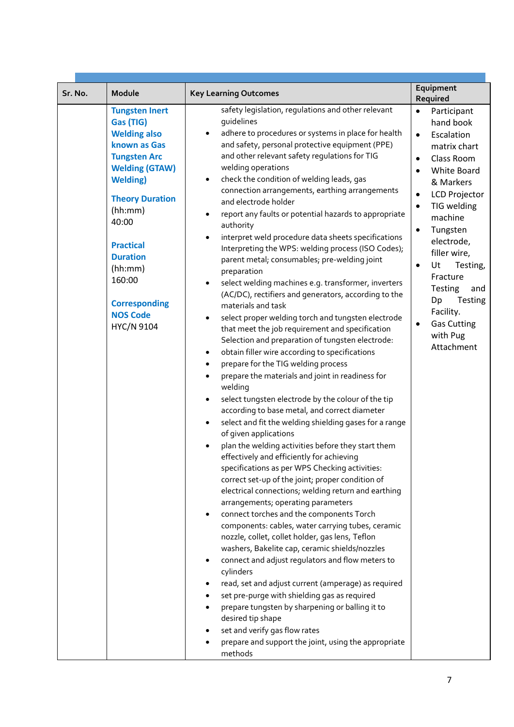| Sr. No. | Module | Key Learning Outcomes | Equipment Required |
|---|---|---|---|
| | **Tungsten Inert Gas (TIG) Welding also known as Gas Tungsten Arc Welding (GTAW) Welding)**<br><br>**Theory Duration** (hh:mm) 40:00<br><br>**Practical Duration** (hh:mm) 160:00<br><br>**Corresponding NOS Code** HYC/N 9104 | safety legislation, regulations and other relevant guidelines<br>• adhere to procedures or systems in place for health and safety, personal protective equipment (PPE) and other relevant safety regulations for TIG welding operations<br>• check the condition of welding leads, gas connection arrangements, earthing arrangements and electrode holder<br>• report any faults or potential hazards to appropriate authority<br>• interpret weld procedure data sheets specifications Interpreting the WPS: welding process (ISO Codes); parent metal; consumables; pre-welding joint preparation<br>• select welding machines e.g. transformer, inverters (AC/DC), rectifiers and generators, according to the materials and task<br>• select proper welding torch and tungsten electrode that meet the job requirement and specification Selection and preparation of tungsten electrode:<br>• obtain filler wire according to specifications<br>• prepare for the TIG welding process<br>• prepare the materials and joint in readiness for welding<br>• select tungsten electrode by the colour of the tip according to base metal, and correct diameter<br>• select and fit the welding shielding gases for a range of given applications<br>• plan the welding activities before they start them effectively and efficiently for achieving specifications as per WPS Checking activities: correct set-up of the joint; proper condition of electrical connections; welding return and earthing arrangements; operating parameters<br>• connect torches and the components Torch components: cables, water carrying tubes, ceramic nozzle, collet, collet holder, gas lens, Teflon washers, Bakelite cap, ceramic shields/nozzles<br>• connect and adjust regulators and flow meters to cylinders<br>• read, set and adjust current (amperage) as required<br>• set pre-purge with shielding gas as required<br>• prepare tungsten by sharpening or balling it to desired tip shape<br>• set and verify gas flow rates<br>• prepare and support the joint, using the appropriate methods | • Participant hand book<br>• Escalation matrix chart<br>• Class Room<br>• White Board & Markers<br>• LCD Projector<br>• TIG welding machine<br>• Tungsten electrode, filler wire,<br>• Ut Testing, Fracture Testing and Dp Testing Facility.<br>• Gas Cutting with Pug Attachment |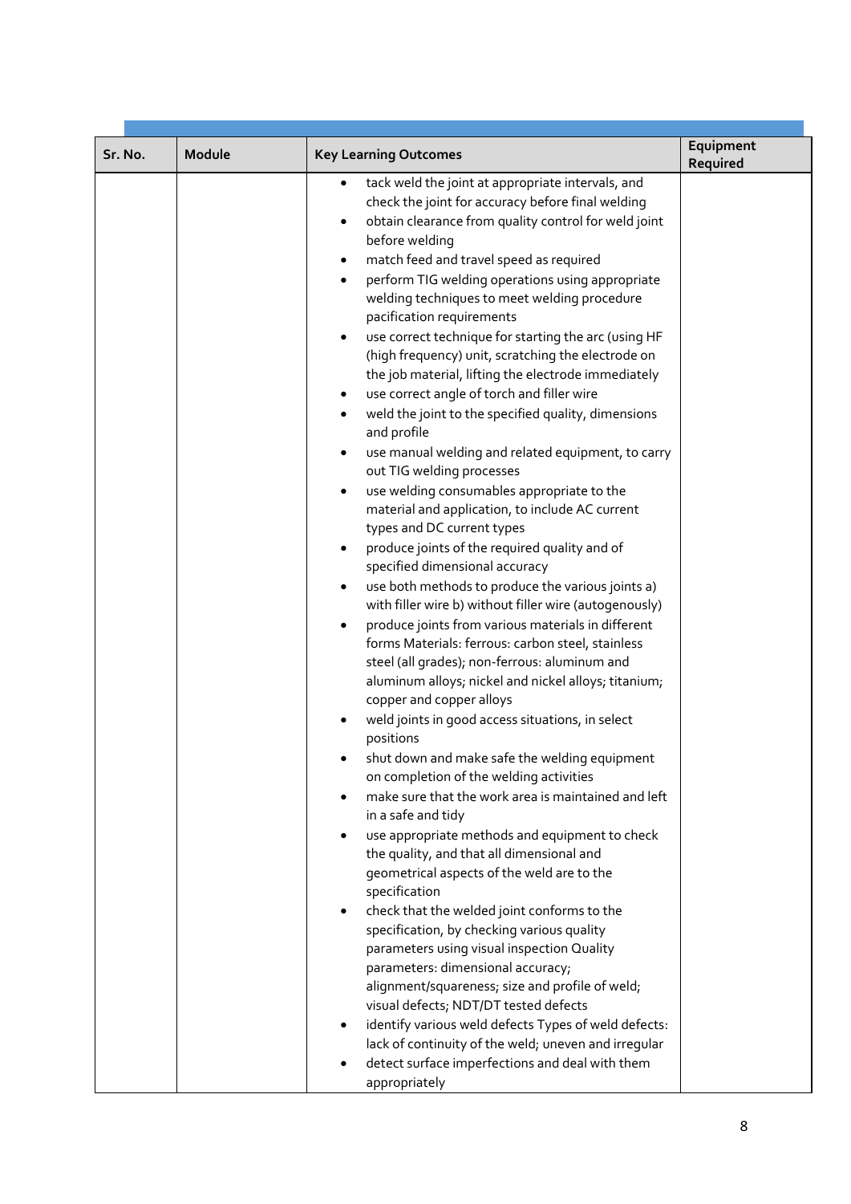| Sr. No. | Module | Key Learning Outcomes | Equipment Required |
|---|---|---|---|
| | | • tack weld the joint at appropriate intervals, and check the joint for accuracy before final welding<br>• obtain clearance from quality control for weld joint before welding<br>• match feed and travel speed as required<br>• perform TIG welding operations using appropriate welding techniques to meet welding procedure pacification requirements<br>• use correct technique for starting the arc (using HF (high frequency) unit, scratching the electrode on the job material, lifting the electrode immediately<br>• use correct angle of torch and filler wire<br>• weld the joint to the specified quality, dimensions and profile<br>• use manual welding and related equipment, to carry out TIG welding processes<br>• use welding consumables appropriate to the material and application, to include AC current types and DC current types<br>• produce joints of the required quality and of specified dimensional accuracy<br>• use both methods to produce the various joints a) with filler wire b) without filler wire (autogenously)<br>• produce joints from various materials in different forms Materials: ferrous: carbon steel, stainless steel (all grades); non-ferrous: aluminum and aluminum alloys; nickel and nickel alloys; titanium; copper and copper alloys<br>• weld joints in good access situations, in select positions<br>• shut down and make safe the welding equipment on completion of the welding activities<br>• make sure that the work area is maintained and left in a safe and tidy<br>• use appropriate methods and equipment to check the quality, and that all dimensional and geometrical aspects of the weld are to the specification<br>• check that the welded joint conforms to the specification, by checking various quality parameters using visual inspection Quality parameters: dimensional accuracy; alignment/squareness; size and profile of weld; visual defects; NDT/DT tested defects<br>• identify various weld defects Types of weld defects: lack of continuity of the weld; uneven and irregular<br>• detect surface imperfections and deal with them appropriately | |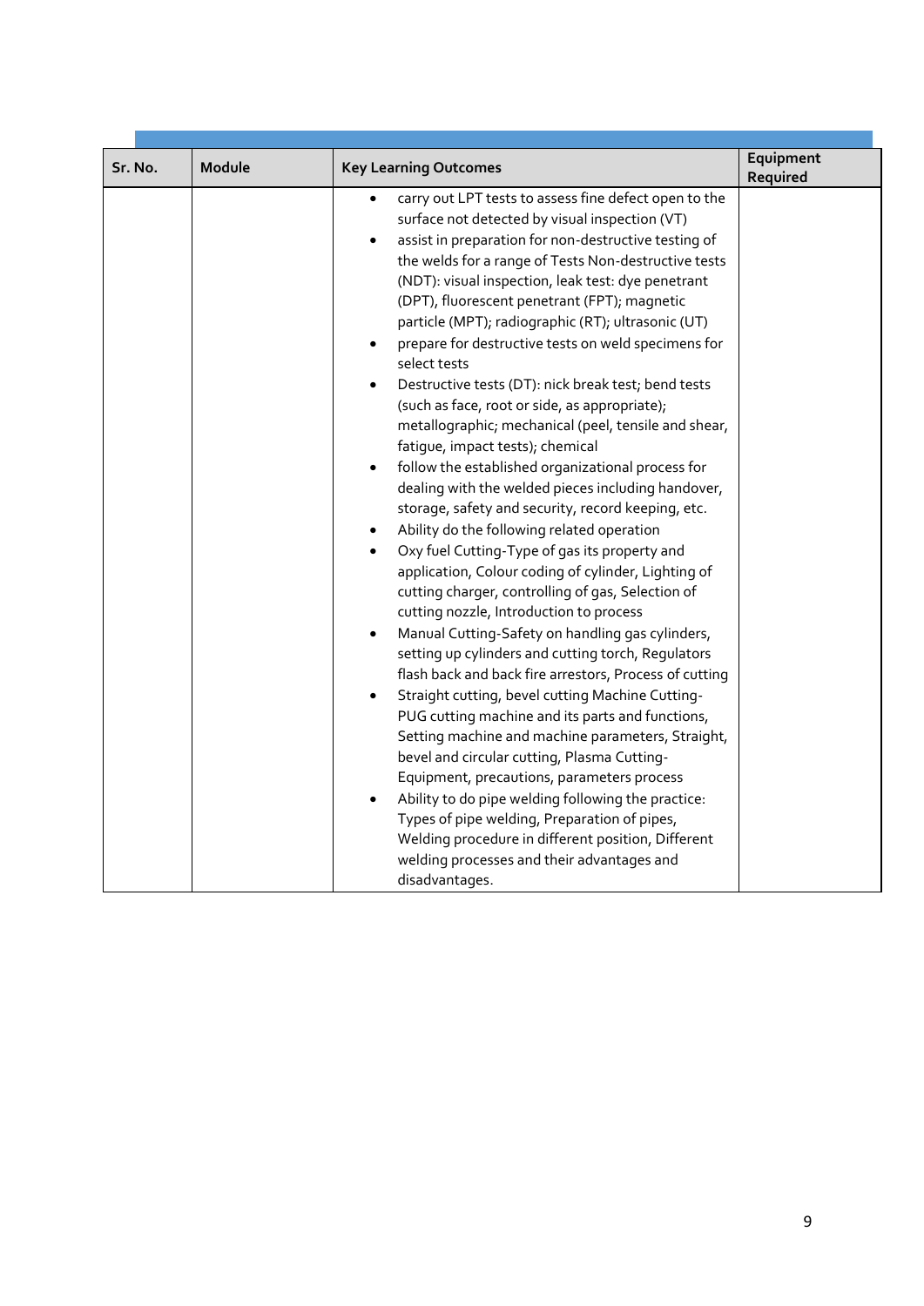| Sr. No. | Module | Key Learning Outcomes | Equipment Required |
|---|---|---|---|
| | | • carry out LPT tests to assess fine defect open to the surface not detected by visual inspection (VT)<br>• assist in preparation for non-destructive testing of the welds for a range of Tests Non-destructive tests (NDT): visual inspection, leak test: dye penetrant (DPT), fluorescent penetrant (FPT); magnetic particle (MPT); radiographic (RT); ultrasonic (UT)<br>• prepare for destructive tests on weld specimens for select tests<br>• Destructive tests (DT): nick break test; bend tests (such as face, root or side, as appropriate); metallographic; mechanical (peel, tensile and shear, fatigue, impact tests); chemical<br>• follow the established organizational process for dealing with the welded pieces including handover, storage, safety and security, record keeping, etc.<br>• Ability do the following related operation<br>• Oxy fuel Cutting-Type of gas its property and application, Colour coding of cylinder, Lighting of cutting charger, controlling of gas, Selection of cutting nozzle, Introduction to process<br>• Manual Cutting-Safety on handling gas cylinders, setting up cylinders and cutting torch, Regulators flash back and back fire arrestors, Process of cutting<br>• Straight cutting, bevel cutting Machine Cutting-PUG cutting machine and its parts and functions, Setting machine and machine parameters, Straight, bevel and circular cutting, Plasma Cutting-Equipment, precautions, parameters process<br>• Ability to do pipe welding following the practice: Types of pipe welding, Preparation of pipes, Welding procedure in different position, Different welding processes and their advantages and disadvantages. | |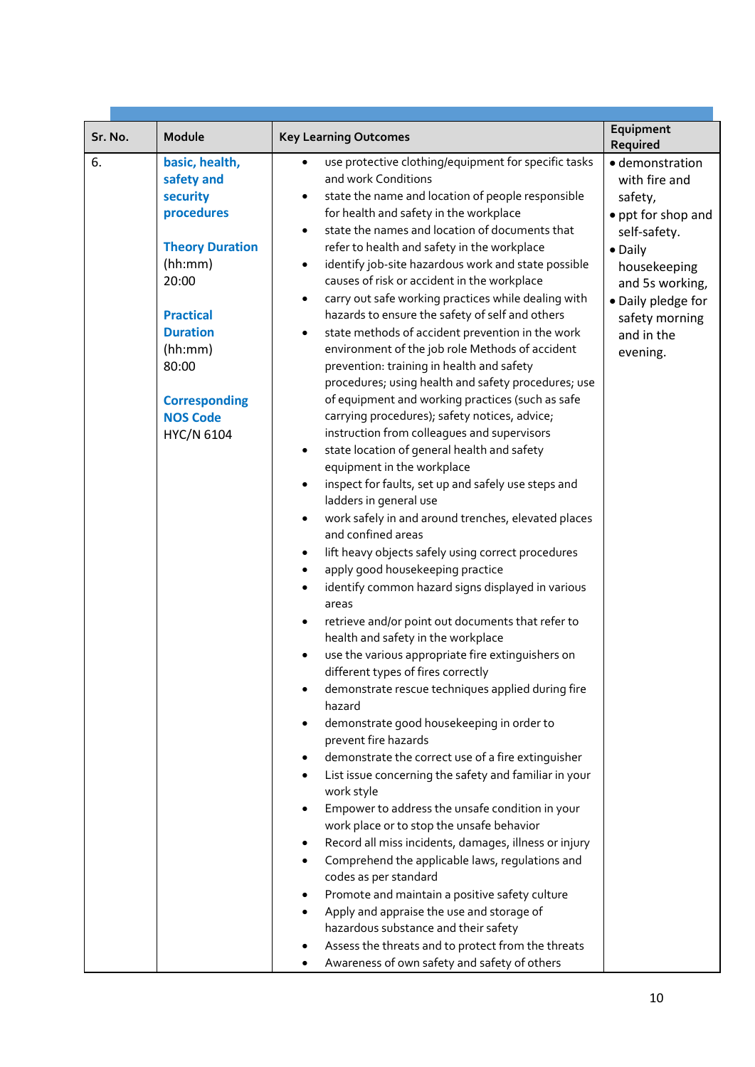| Sr. No. | Module | Key Learning Outcomes | Equipment Required |
|---|---|---|---|
| 6. | **basic, health, safety and security procedures**<br><br>**Theory Duration** (hh:mm) 20:00<br><br>**Practical Duration** (hh:mm) 80:00<br><br>**Corresponding NOS Code** HYC/N 6104 | • use protective clothing/equipment for specific tasks and work Conditions<br>• state the name and location of people responsible for health and safety in the workplace<br>• state the names and location of documents that refer to health and safety in the workplace<br>• identify job-site hazardous work and state possible causes of risk or accident in the workplace<br>• carry out safe working practices while dealing with hazards to ensure the safety of self and others<br>• state methods of accident prevention in the work environment of the job role Methods of accident prevention: training in health and safety procedures; using health and safety procedures; use of equipment and working practices (such as safe carrying procedures); safety notices, advice; instruction from colleagues and supervisors<br>• state location of general health and safety equipment in the workplace<br>• inspect for faults, set up and safely use steps and ladders in general use<br>• work safely in and around trenches, elevated places and confined areas<br>• lift heavy objects safely using correct procedures<br>• apply good housekeeping practice<br>• identify common hazard signs displayed in various areas<br>• retrieve and/or point out documents that refer to health and safety in the workplace<br>• use the various appropriate fire extinguishers on different types of fires correctly<br>• demonstrate rescue techniques applied during fire hazard<br>• demonstrate good housekeeping in order to prevent fire hazards<br>• demonstrate the correct use of a fire extinguisher<br>• List issue concerning the safety and familiar in your work style<br>• Empower to address the unsafe condition in your work place or to stop the unsafe behavior<br>• Record all miss incidents, damages, illness or injury<br>• Comprehend the applicable laws, regulations and codes as per standard<br>• Promote and maintain a positive safety culture<br>• Apply and appraise the use and storage of hazardous substance and their safety<br>• Assess the threats and to protect from the threats<br>• Awareness of own safety and safety of others | • demonstration with fire and safety,<br>• ppt for shop and self-safety.<br>• Daily housekeeping and 5s working,<br>• Daily pledge for safety morning and in the evening. |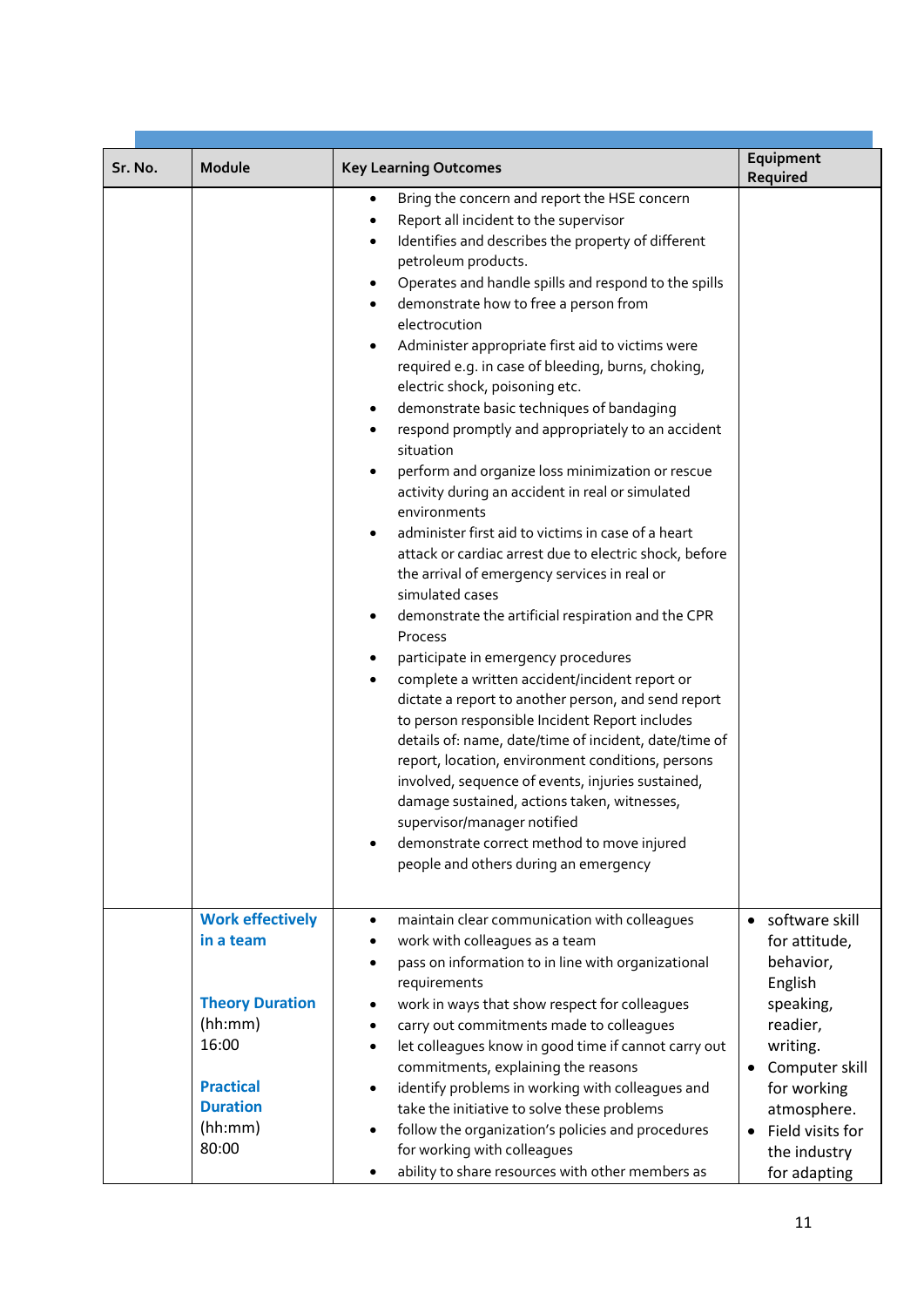| Sr. No. | Module | Key Learning Outcomes | Equipment Required |
|---|---|---|---|
| | | • Bring the concern and report the HSE concern<br>• Report all incident to the supervisor<br>• Identifies and describes the property of different petroleum products.<br>• Operates and handle spills and respond to the spills<br>• demonstrate how to free a person from electrocution<br>• Administer appropriate first aid to victims were required e.g. in case of bleeding, burns, choking, electric shock, poisoning etc.<br>• demonstrate basic techniques of bandaging<br>• respond promptly and appropriately to an accident situation<br>• perform and organize loss minimization or rescue activity during an accident in real or simulated environments<br>• administer first aid to victims in case of a heart attack or cardiac arrest due to electric shock, before the arrival of emergency services in real or simulated cases<br>• demonstrate the artificial respiration and the CPR Process<br>• participate in emergency procedures<br>• complete a written accident/incident report or dictate a report to another person, and send report to person responsible Incident Report includes details of: name, date/time of incident, date/time of report, location, environment conditions, persons involved, sequence of events, injuries sustained, damage sustained, actions taken, witnesses, supervisor/manager notified<br>• demonstrate correct method to move injured people and others during an emergency | |
| | **Work effectively in a team**<br><br>**Theory Duration** (hh:mm) 16:00<br><br>**Practical Duration** (hh:mm) 80:00 | • maintain clear communication with colleagues<br>• work with colleagues as a team<br>• pass on information to in line with organizational requirements<br>• work in ways that show respect for colleagues<br>• carry out commitments made to colleagues<br>• let colleagues know in good time if cannot carry out commitments, explaining the reasons<br>• identify problems in working with colleagues and take the initiative to solve these problems<br>• follow the organization's policies and procedures for working with colleagues<br>• ability to share resources with other members as | • software skill for attitude, behavior, English speaking, readier, writing.<br>• Computer skill for working atmosphere.<br>• Field visits for the industry for adapting |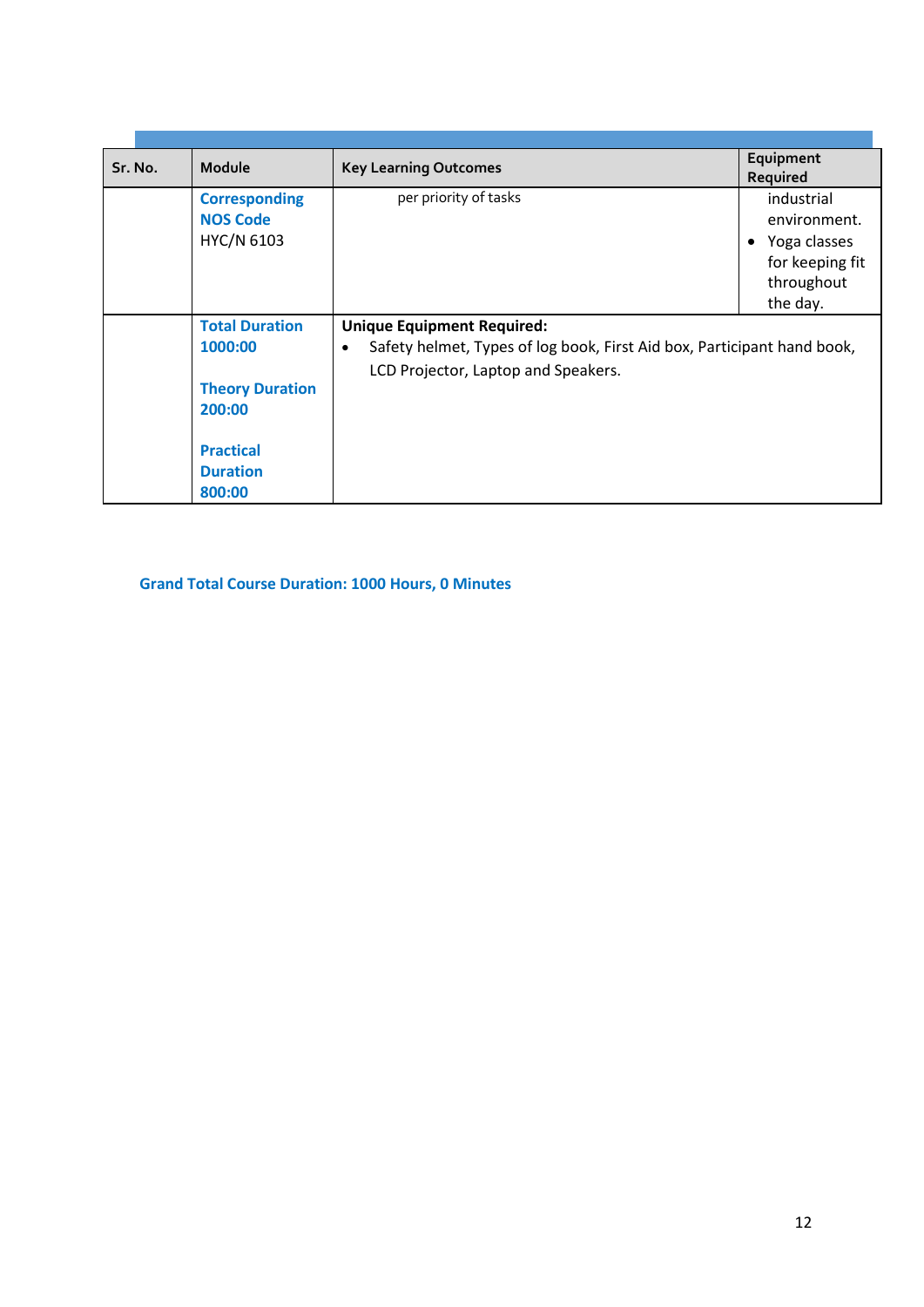| Sr. No. | Module | Key Learning Outcomes | Equipment Required |
|---|---|---|---|
| | **Corresponding NOS Code** HYC/N 6103 | per priority of tasks | industrial environment.<br>• Yoga classes for keeping fit throughout the day. |
| | **Total Duration 1000:00**<br><br>**Theory Duration 200:00**<br><br>**Practical Duration 800:00** | **Unique Equipment Required:**<br>• Safety helmet, Types of log book, First Aid box, Participant hand book, LCD Projector, Laptop and Speakers. | |

**Grand Total Course Duration: 1000 Hours, 0 Minutes**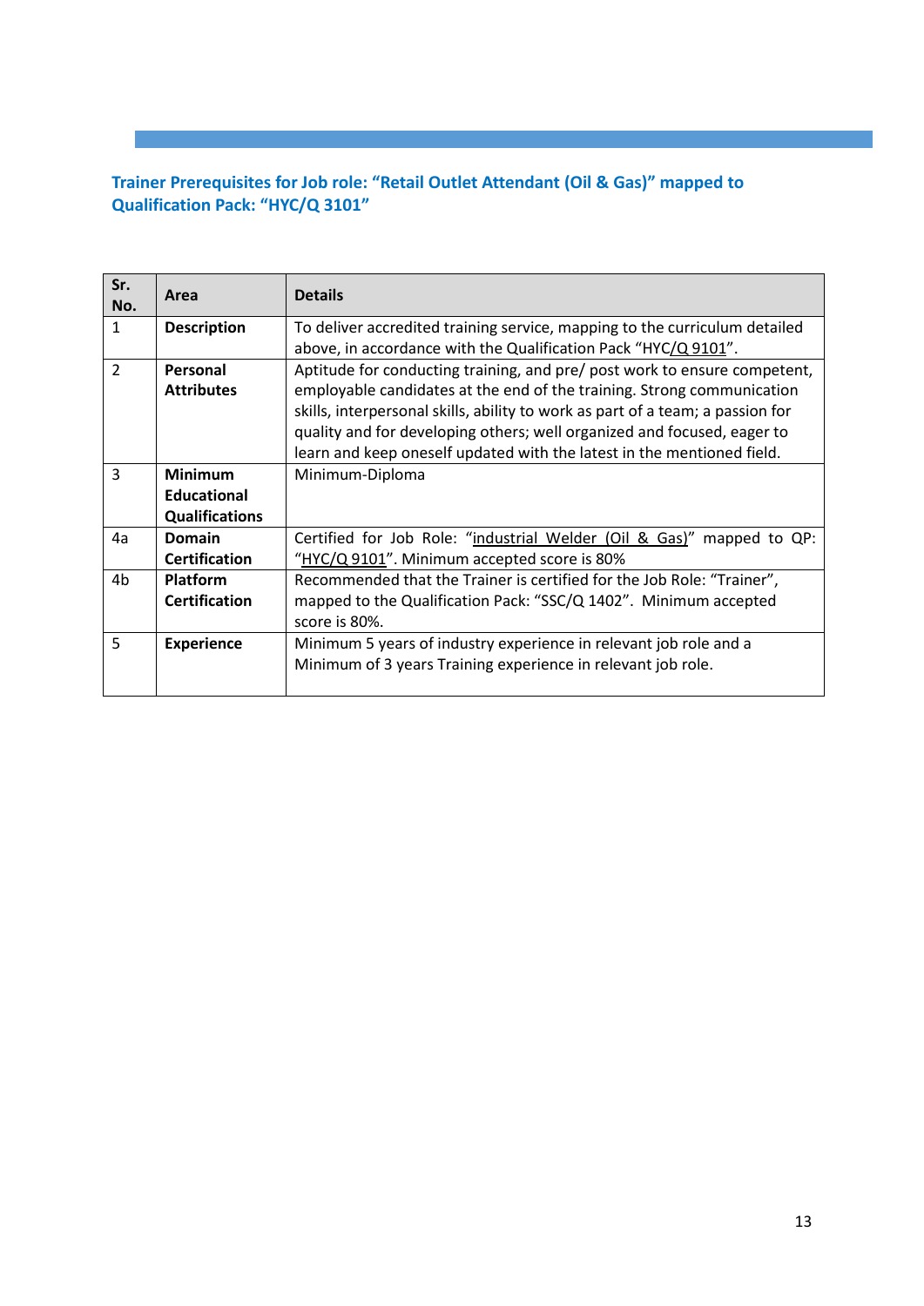## Trainer Prerequisites for Job role: "Retail Outlet Attendant (Oil & Gas)" mapped to Qualification Pack: "HYC/Q 3101"

| Sr. No. | Area | Details |
|---|---|---|
| 1 | **Description** | To deliver accredited training service, mapping to the curriculum detailed above, in accordance with the Qualification Pack "HYC/Q 9101". |
| 2 | **Personal Attributes** | Aptitude for conducting training, and pre/ post work to ensure competent, employable candidates at the end of the training. Strong communication skills, interpersonal skills, ability to work as part of a team; a passion for quality and for developing others; well organized and focused, eager to learn and keep oneself updated with the latest in the mentioned field. |
| 3 | **Minimum Educational Qualifications** | Minimum-Diploma |
| 4a | **Domain Certification** | Certified for Job Role: "industrial Welder (Oil & Gas)" mapped to QP: "HYC/Q 9101". Minimum accepted score is 80% |
| 4b | **Platform Certification** | Recommended that the Trainer is certified for the Job Role: "Trainer", mapped to the Qualification Pack: "SSC/Q 1402". Minimum accepted score is 80%. |
| 5 | **Experience** | Minimum 5 years of industry experience in relevant job role and a Minimum of 3 years Training experience in relevant job role. |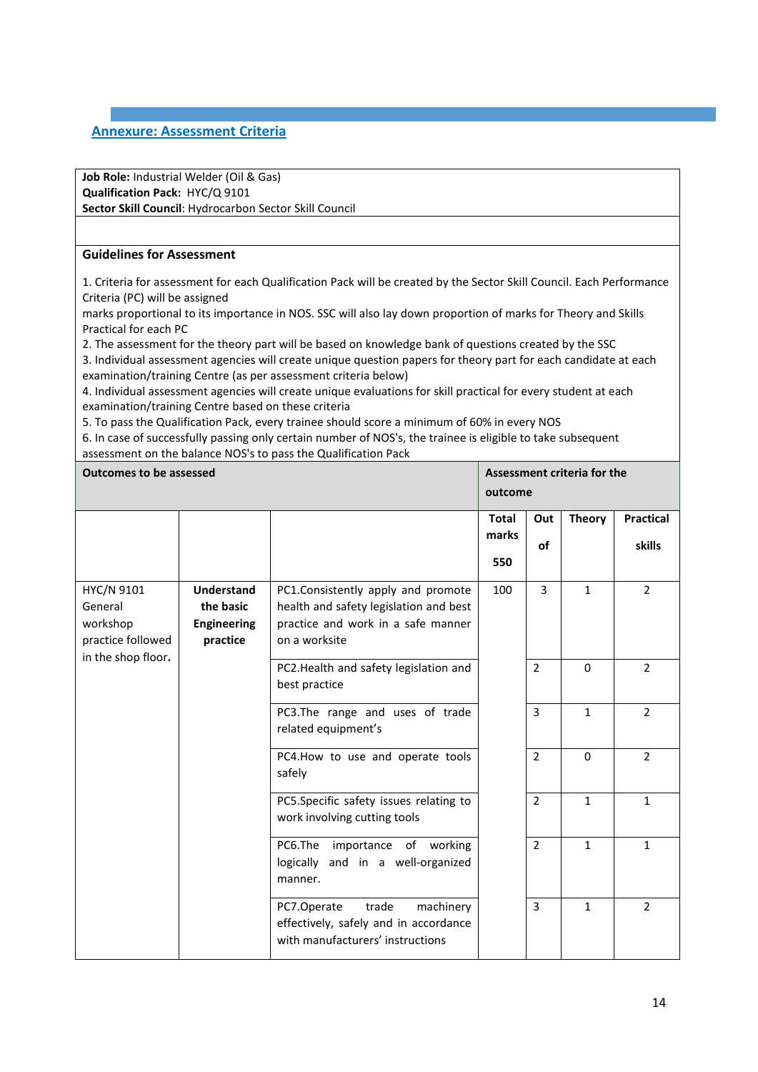## Annexure: Assessment Criteria

| **Job Role:** Industrial Welder (Oil & Gas)<br>**Qualification Pack:** HYC/Q 9101<br>**Sector Skill Council**: Hydrocarbon Sector Skill Council |
|---|

**Guidelines for Assessment**

1. Criteria for assessment for each Qualification Pack will be created by the Sector Skill Council. Each Performance Criteria (PC) will be assigned marks proportional to its importance in NOS. SSC will also lay down proportion of marks for Theory and Skills Practical for each PC
2. The assessment for the theory part will be based on knowledge bank of questions created by the SSC
3. Individual assessment agencies will create unique question papers for theory part for each candidate at each examination/training Centre (as per assessment criteria below)
4. Individual assessment agencies will create unique evaluations for skill practical for every student at each examination/training Centre based on these criteria
5. To pass the Qualification Pack, every trainee should score a minimum of 60% in every NOS
6. In case of successfully passing only certain number of NOS's, the trainee is eligible to take subsequent assessment on the balance NOS's to pass the Qualification Pack

| Outcomes to be assessed | | | Assessment criteria for the outcome | | | |
|---|---|---|---|---|---|---|
| | | | Total marks 550 | Out of | Theory | Practical skills |
| HYC/N 9101 General workshop practice followed in the shop floor. | **Understand the basic Engineering practice** | PC1.Consistently apply and promote health and safety legislation and best practice and work in a safe manner on a worksite | 100 | 3 | 1 | 2 |
| | | PC2.Health and safety legislation and best practice | | 2 | 0 | 2 |
| | | PC3.The range and uses of trade related equipment's | | 3 | 1 | 2 |
| | | PC4.How to use and operate tools safely | | 2 | 0 | 2 |
| | | PC5.Specific safety issues relating to work involving cutting tools | | 2 | 1 | 1 |
| | | PC6.The importance of working logically and in a well-organized manner. | | 2 | 1 | 1 |
| | | PC7.Operate trade machinery effectively, safely and in accordance with manufacturers' instructions | | 3 | 1 | 2 |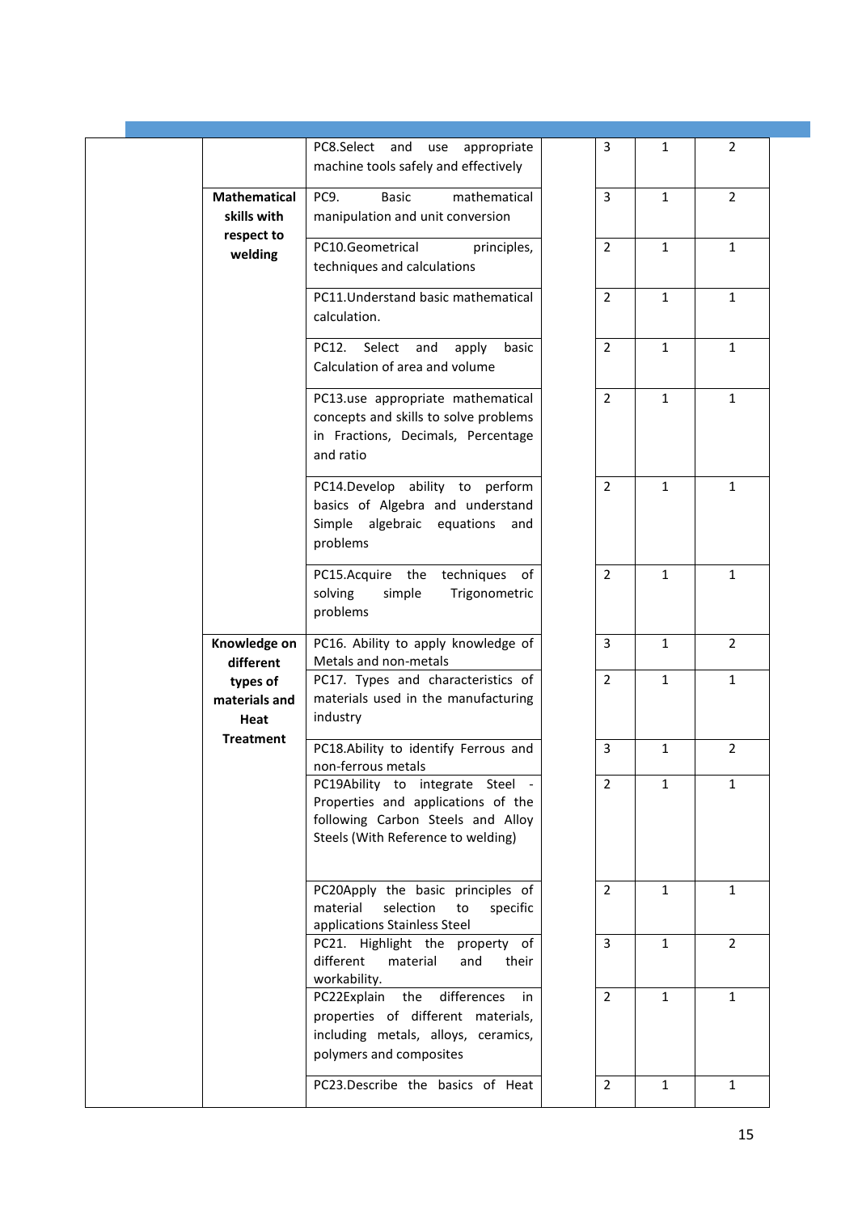| | | | | | | |
|---|---|---|---|---|---|---|
| | | PC8.Select and use appropriate machine tools safely and effectively | | 3 | 1 | 2 |
| | **Mathematical skills with respect to welding** | PC9. Basic mathematical manipulation and unit conversion | | 3 | 1 | 2 |
| | | PC10.Geometrical principles, techniques and calculations | | 2 | 1 | 1 |
| | | PC11.Understand basic mathematical calculation. | | 2 | 1 | 1 |
| | | PC12. Select and apply basic Calculation of area and volume | | 2 | 1 | 1 |
| | | PC13.use appropriate mathematical concepts and skills to solve problems in Fractions, Decimals, Percentage and ratio | | 2 | 1 | 1 |
| | | PC14.Develop ability to perform basics of Algebra and understand Simple algebraic equations and problems | | 2 | 1 | 1 |
| | | PC15.Acquire the techniques of solving simple Trigonometric problems | | 2 | 1 | 1 |
| | **Knowledge on different types of materials and Heat Treatment** | PC16. Ability to apply knowledge of Metals and non-metals | | 3 | 1 | 2 |
| | | PC17. Types and characteristics of materials used in the manufacturing industry | | 2 | 1 | 1 |
| | | PC18.Ability to identify Ferrous and non-ferrous metals | | 3 | 1 | 2 |
| | | PC19Ability to integrate Steel - Properties and applications of the following Carbon Steels and Alloy Steels (With Reference to welding) | | 2 | 1 | 1 |
| | | PC20Apply the basic principles of material selection to specific applications Stainless Steel | | 2 | 1 | 1 |
| | | PC21. Highlight the property of different material and their workability. | | 3 | 1 | 2 |
| | | PC22Explain the differences in properties of different materials, including metals, alloys, ceramics, polymers and composites | | 2 | 1 | 1 |
| | | PC23.Describe the basics of Heat | | 2 | 1 | 1 |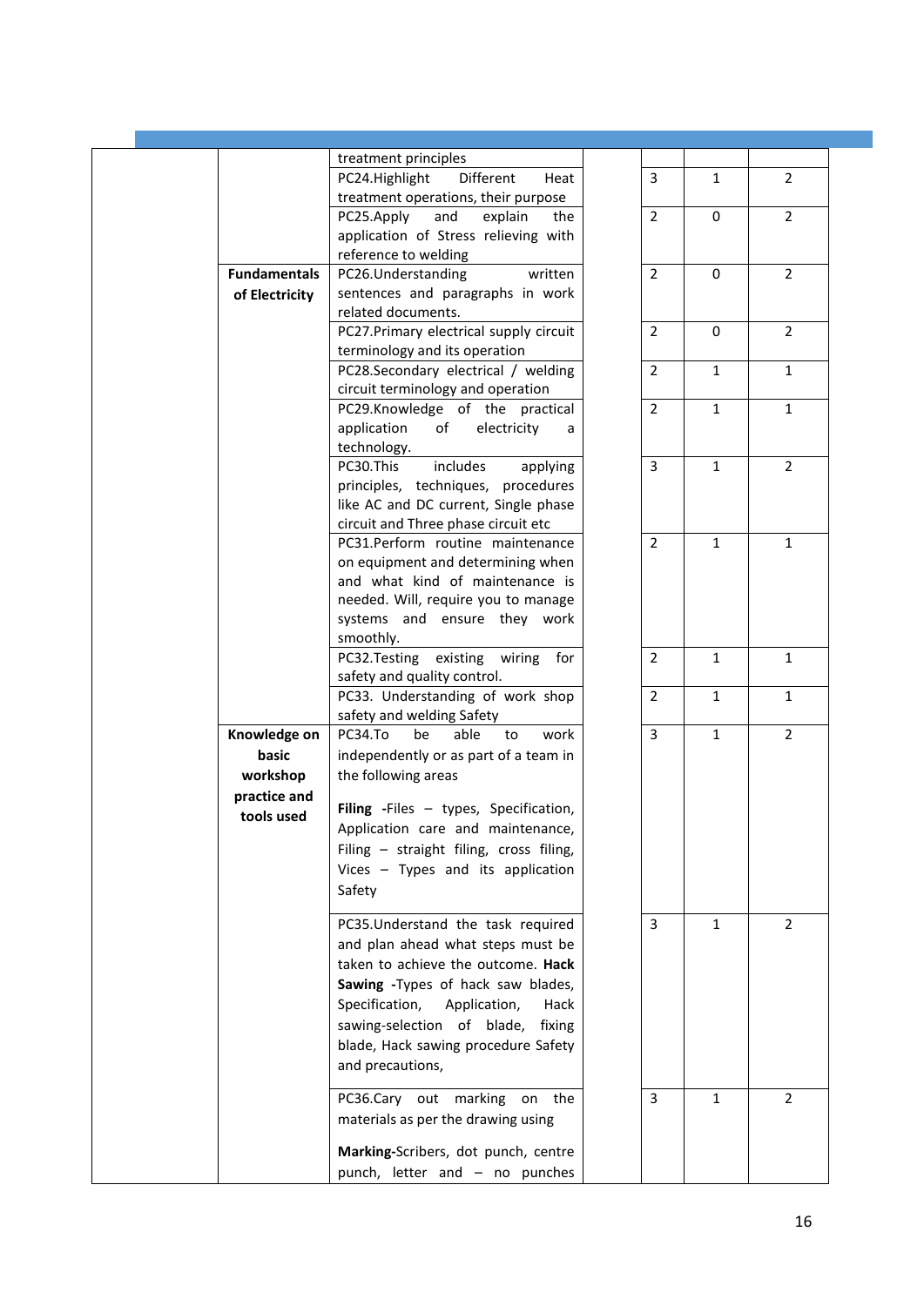| | | | | | | |
|---|---|---|---|---|---|---|
| | | treatment principles | | | | |
| | | PC24.Highlight Different Heat treatment operations, their purpose | | 3 | 1 | 2 |
| | | PC25.Apply and explain the application of Stress relieving with reference to welding | | 2 | 0 | 2 |
| | **Fundamentals of Electricity** | PC26.Understanding written sentences and paragraphs in work related documents. | | 2 | 0 | 2 |
| | | PC27.Primary electrical supply circuit terminology and its operation | | 2 | 0 | 2 |
| | | PC28.Secondary electrical / welding circuit terminology and operation | | 2 | 1 | 1 |
| | | PC29.Knowledge of the practical application of electricity a technology. | | 2 | 1 | 1 |
| | | PC30.This includes applying principles, techniques, procedures like AC and DC current, Single phase circuit and Three phase circuit etc | | 3 | 1 | 2 |
| | | PC31.Perform routine maintenance on equipment and determining when and what kind of maintenance is needed. Will, require you to manage systems and ensure they work smoothly. | | 2 | 1 | 1 |
| | | PC32.Testing existing wiring for safety and quality control. | | 2 | 1 | 1 |
| | | PC33. Understanding of work shop safety and welding Safety | | 2 | 1 | 1 |
| | **Knowledge on basic workshop practice and tools used** | PC34.To be able to work independently or as part of a team in the following areas<br><br>**Filing** -Files – types, Specification, Application care and maintenance, Filing – straight filing, cross filing, Vices – Types and its application Safety | | 3 | 1 | 2 |
| | | PC35.Understand the task required and plan ahead what steps must be taken to achieve the outcome. **Hack Sawing** -Types of hack saw blades, Specification, Application, Hack sawing-selection of blade, fixing blade, Hack sawing procedure Safety and precautions, | | 3 | 1 | 2 |
| | | PC36.Cary out marking on the materials as per the drawing using<br><br>**Marking**-Scribers, dot punch, centre punch, letter and – no punches | | 3 | 1 | 2 |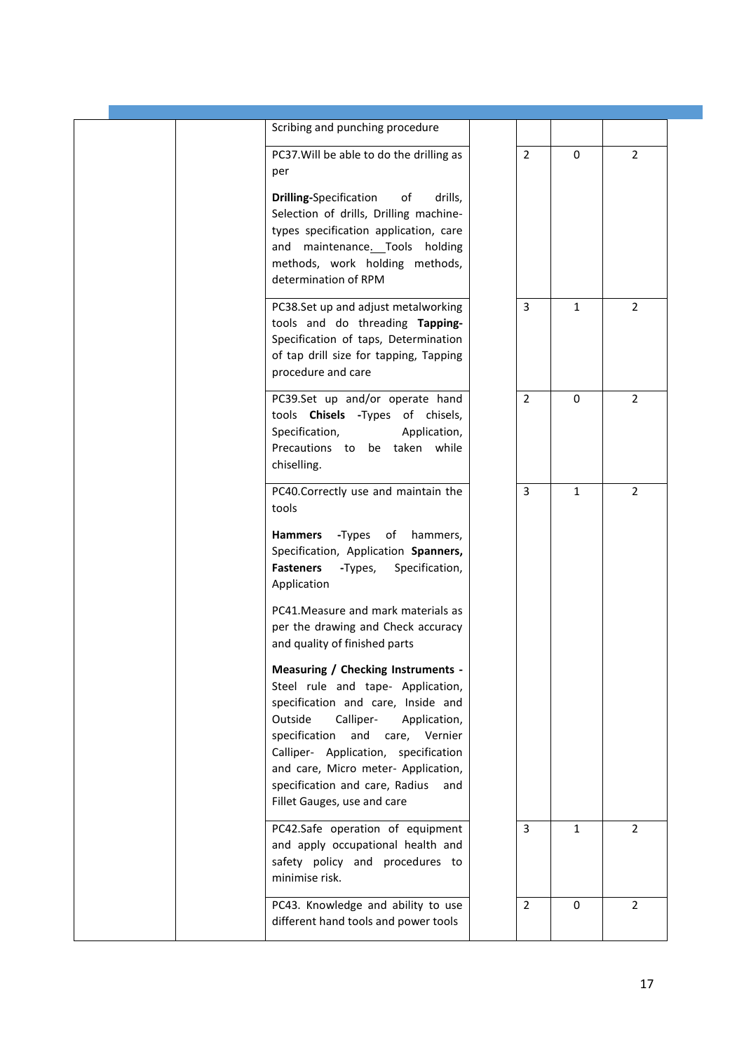| | | | | | | |
|---|---|---|---|---|---|---|
| | | Scribing and punching procedure | | | | |
| | | PC37.Will be able to do the drilling as per<br><br>**Drilling**-Specification of drills, Selection of drills, Drilling machine-types specification application, care and maintenance. Tools holding methods, work holding methods, determination of RPM | | 2 | 0 | 2 |
| | | PC38.Set up and adjust metalworking tools and do threading **Tapping**-Specification of taps, Determination of tap drill size for tapping, Tapping procedure and care | | 3 | 1 | 2 |
| | | PC39.Set up and/or operate hand tools **Chisels** -Types of chisels, Specification, Application, Precautions to be taken while chiselling. | | 2 | 0 | 2 |
| | | PC40.Correctly use and maintain the tools<br><br>**Hammers** -Types of hammers, Specification, Application **Spanners, Fasteners** -Types, Specification, Application<br><br>PC41.Measure and mark materials as per the drawing and Check accuracy and quality of finished parts<br><br>**Measuring / Checking Instruments** - Steel rule and tape- Application, specification and care, Inside and Outside Calliper- Application, specification and care, Vernier Calliper- Application, specification and care, Micro meter- Application, specification and care, Radius and Fillet Gauges, use and care | | 3 | 1 | 2 |
| | | PC42.Safe operation of equipment and apply occupational health and safety policy and procedures to minimise risk. | | 3 | 1 | 2 |
| | | PC43. Knowledge and ability to use different hand tools and power tools | | 2 | 0 | 2 |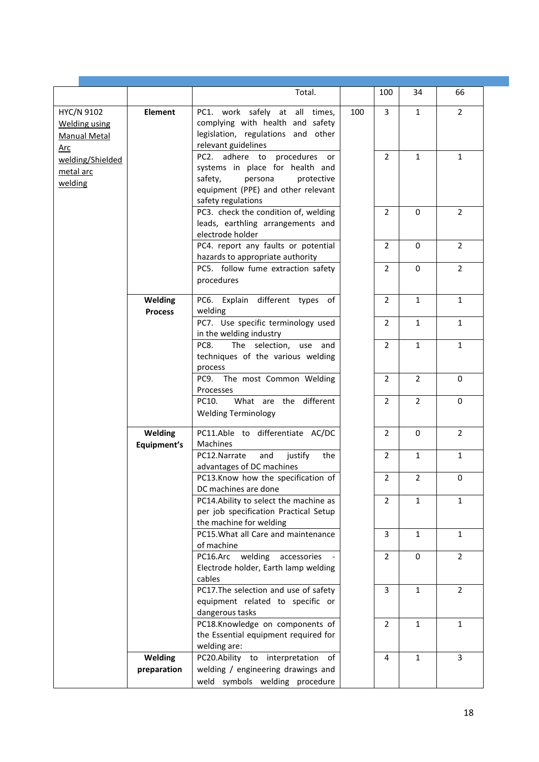| | | Total. | | 100 | 34 | 66 |
|---|---|---|---|---|---|---|
| HYC/N 9102 Welding using Manual Metal Arc welding/Shielded metal arc welding | **Element** | PC1. work safely at all times, complying with health and safety legislation, regulations and other relevant guidelines | 100 | 3 | 1 | 2 |
| | | PC2. adhere to procedures or systems in place for health and safety, persona protective equipment (PPE) and other relevant safety regulations | | 2 | 1 | 1 |
| | | PC3. check the condition of, welding leads, earthling arrangements and electrode holder | | 2 | 0 | 2 |
| | | PC4. report any faults or potential hazards to appropriate authority | | 2 | 0 | 2 |
| | | PC5. follow fume extraction safety procedures | | 2 | 0 | 2 |
| | **Welding Process** | PC6. Explain different types of welding | | 2 | 1 | 1 |
| | | PC7. Use specific terminology used in the welding industry | | 2 | 1 | 1 |
| | | PC8. The selection, use and techniques of the various welding process | | 2 | 1 | 1 |
| | | PC9. The most Common Welding Processes | | 2 | 2 | 0 |
| | | PC10. What are the different Welding Terminology | | 2 | 2 | 0 |
| | **Welding Equipment's** | PC11.Able to differentiate AC/DC Machines | | 2 | 0 | 2 |
| | | PC12.Narrate and justify the advantages of DC machines | | 2 | 1 | 1 |
| | | PC13.Know how the specification of DC machines are done | | 2 | 2 | 0 |
| | | PC14.Ability to select the machine as per job specification Practical Setup the machine for welding | | 2 | 1 | 1 |
| | | PC15.What all Care and maintenance of machine | | 3 | 1 | 1 |
| | | PC16.Arc welding accessories - Electrode holder, Earth lamp welding cables | | 2 | 0 | 2 |
| | | PC17.The selection and use of safety equipment related to specific or dangerous tasks | | 3 | 1 | 2 |
| | | PC18.Knowledge on components of the Essential equipment required for welding are: | | 2 | 1 | 1 |
| | **Welding preparation** | PC20.Ability to interpretation of welding / engineering drawings and weld symbols welding procedure | | 4 | 1 | 3 |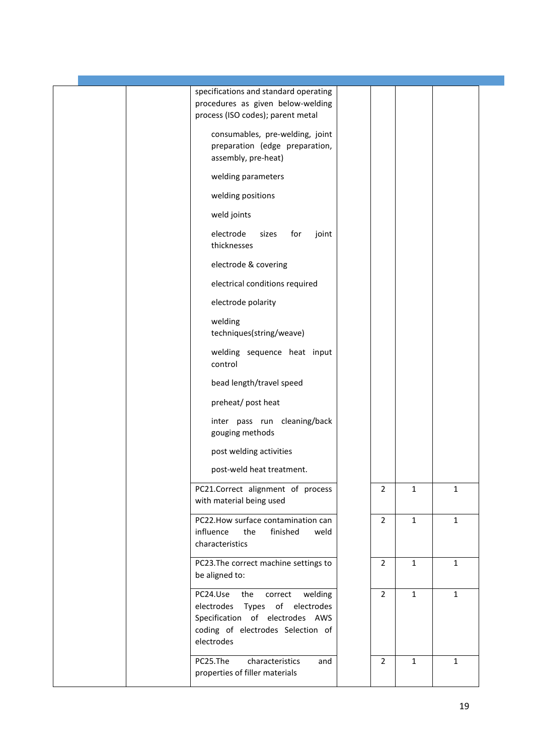| | | | | | | |
|---|---|---|---|---|---|---|
| | | specifications and standard operating procedures as given below-welding process (ISO codes); parent metal<br><br>consumables, pre-welding, joint preparation (edge preparation, assembly, pre-heat)<br><br>welding parameters<br><br>welding positions<br><br>weld joints<br><br>electrode sizes for joint thicknesses<br><br>electrode & covering<br><br>electrical conditions required<br><br>electrode polarity<br><br>welding techniques(string/weave)<br><br>welding sequence heat input control<br><br>bead length/travel speed<br><br>preheat/ post heat<br><br>inter pass run cleaning/back gouging methods<br><br>post welding activities<br><br>post-weld heat treatment. | | | | |
| | | PC21.Correct alignment of process with material being used | | 2 | 1 | 1 |
| | | PC22.How surface contamination can influence the finished weld characteristics | | 2 | 1 | 1 |
| | | PC23.The correct machine settings to be aligned to: | | 2 | 1 | 1 |
| | | PC24.Use the correct welding electrodes Types of electrodes Specification of electrodes AWS coding of electrodes Selection of electrodes | | 2 | 1 | 1 |
| | | PC25.The characteristics and properties of filler materials | | 2 | 1 | 1 |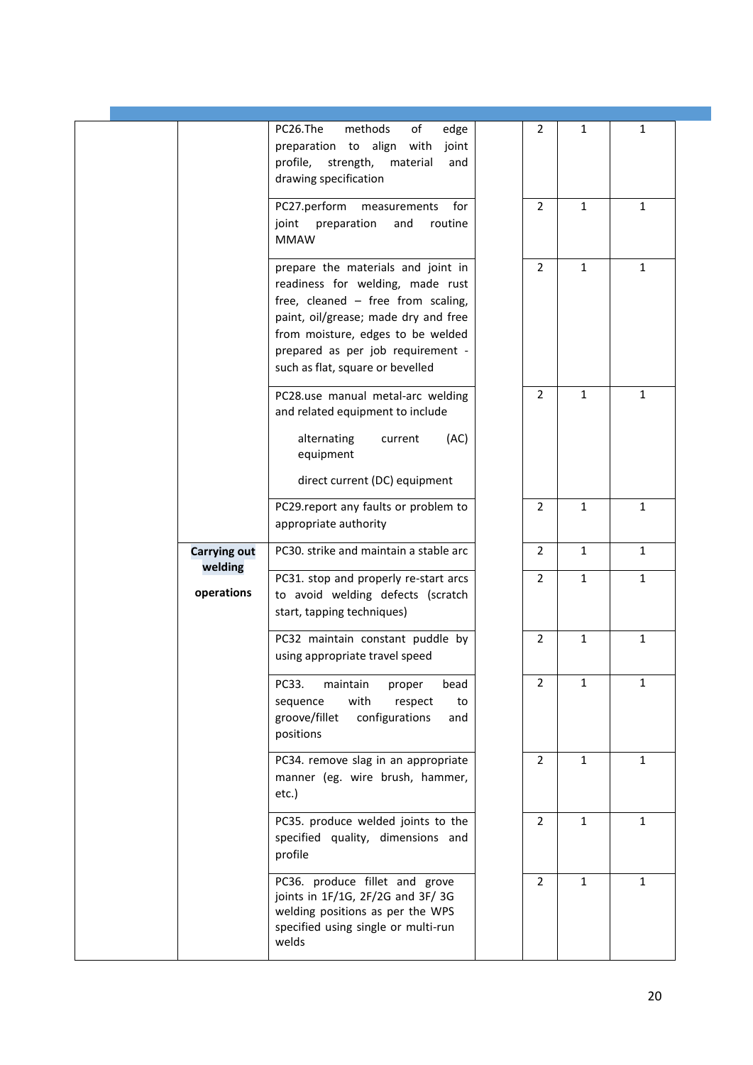| | | | | | | |
|---|---|---|---|---|---|---|
| | | PC26.The methods of edge preparation to align with joint profile, strength, material and drawing specification | | 2 | 1 | 1 |
| | | PC27.perform measurements for joint preparation and routine MMAW | | 2 | 1 | 1 |
| | | prepare the materials and joint in readiness for welding, made rust free, cleaned – free from scaling, paint, oil/grease; made dry and free from moisture, edges to be welded prepared as per job requirement - such as flat, square or bevelled | | 2 | 1 | 1 |
| | | PC28.use manual metal-arc welding and related equipment to include<br>alternating current (AC) equipment<br>direct current (DC) equipment | | 2 | 1 | 1 |
| | | PC29.report any faults or problem to appropriate authority | | 2 | 1 | 1 |
| | **Carrying out welding operations** | PC30. strike and maintain a stable arc | | 2 | 1 | 1 |
| | | PC31. stop and properly re-start arcs to avoid welding defects (scratch start, tapping techniques) | | 2 | 1 | 1 |
| | | PC32 maintain constant puddle by using appropriate travel speed | | 2 | 1 | 1 |
| | | PC33. maintain proper bead sequence with respect to groove/fillet configurations and positions | | 2 | 1 | 1 |
| | | PC34. remove slag in an appropriate manner (eg. wire brush, hammer, etc.) | | 2 | 1 | 1 |
| | | PC35. produce welded joints to the specified quality, dimensions and profile | | 2 | 1 | 1 |
| | | PC36. produce fillet and grove joints in 1F/1G, 2F/2G and 3F/ 3G welding positions as per the WPS specified using single or multi-run welds | | 2 | 1 | 1 |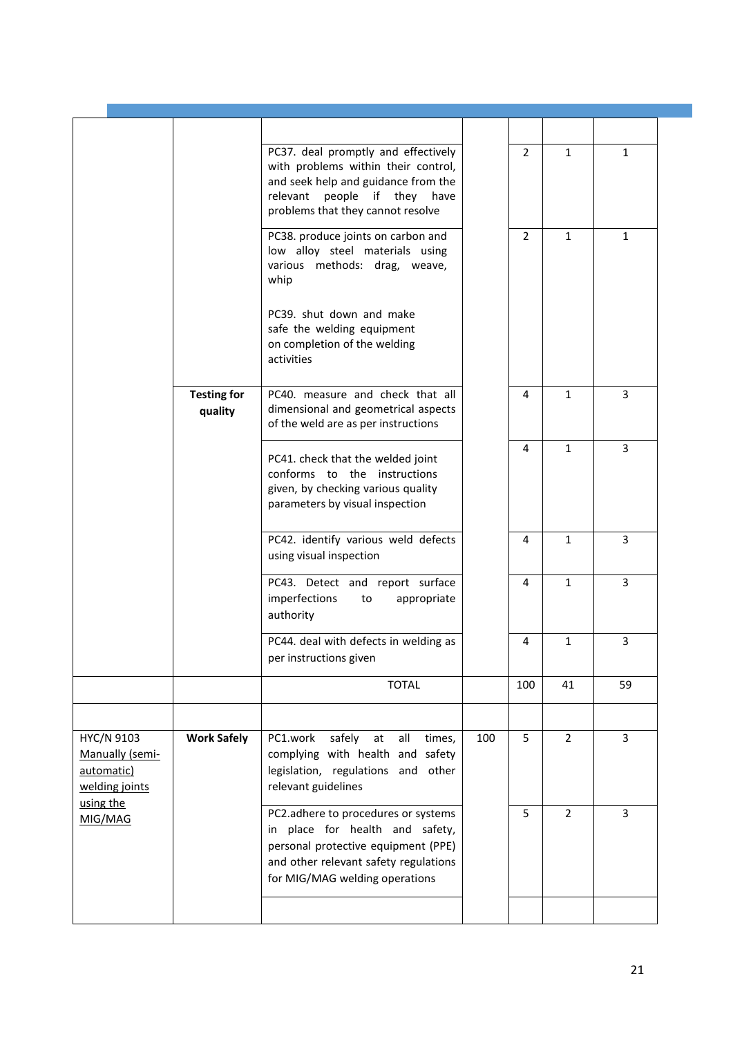| | | | | | | |
|---|---|---|---|---|---|---|
| | | | | | | |
| | | PC37. deal promptly and effectively with problems within their control, and seek help and guidance from the relevant people if they have problems that they cannot resolve | | 2 | 1 | 1 |
| | | PC38. produce joints on carbon and low alloy steel materials using various methods: drag, weave, whip<br><br>PC39. shut down and make safe the welding equipment on completion of the welding activities | | 2 | 1 | 1 |
| | **Testing for quality** | PC40. measure and check that all dimensional and geometrical aspects of the weld are as per instructions | | 4 | 1 | 3 |
| | | PC41. check that the welded joint conforms to the instructions given, by checking various quality parameters by visual inspection | | 4 | 1 | 3 |
| | | PC42. identify various weld defects using visual inspection | | 4 | 1 | 3 |
| | | PC43. Detect and report surface imperfections to appropriate authority | | 4 | 1 | 3 |
| | | PC44. deal with defects in welding as per instructions given | | 4 | 1 | 3 |
| | | TOTAL | | 100 | 41 | 59 |
| | | | | | | |
| HYC/N 9103 Manually (semi-automatic) welding joints using the MIG/MAG | **Work Safely** | PC1.work safely at all times, complying with health and safety legislation, regulations and other relevant guidelines | 100 | 5 | 2 | 3 |
| | | PC2.adhere to procedures or systems in place for health and safety, personal protective equipment (PPE) and other relevant safety regulations for MIG/MAG welding operations | | 5 | 2 | 3 |
| | | | | | | |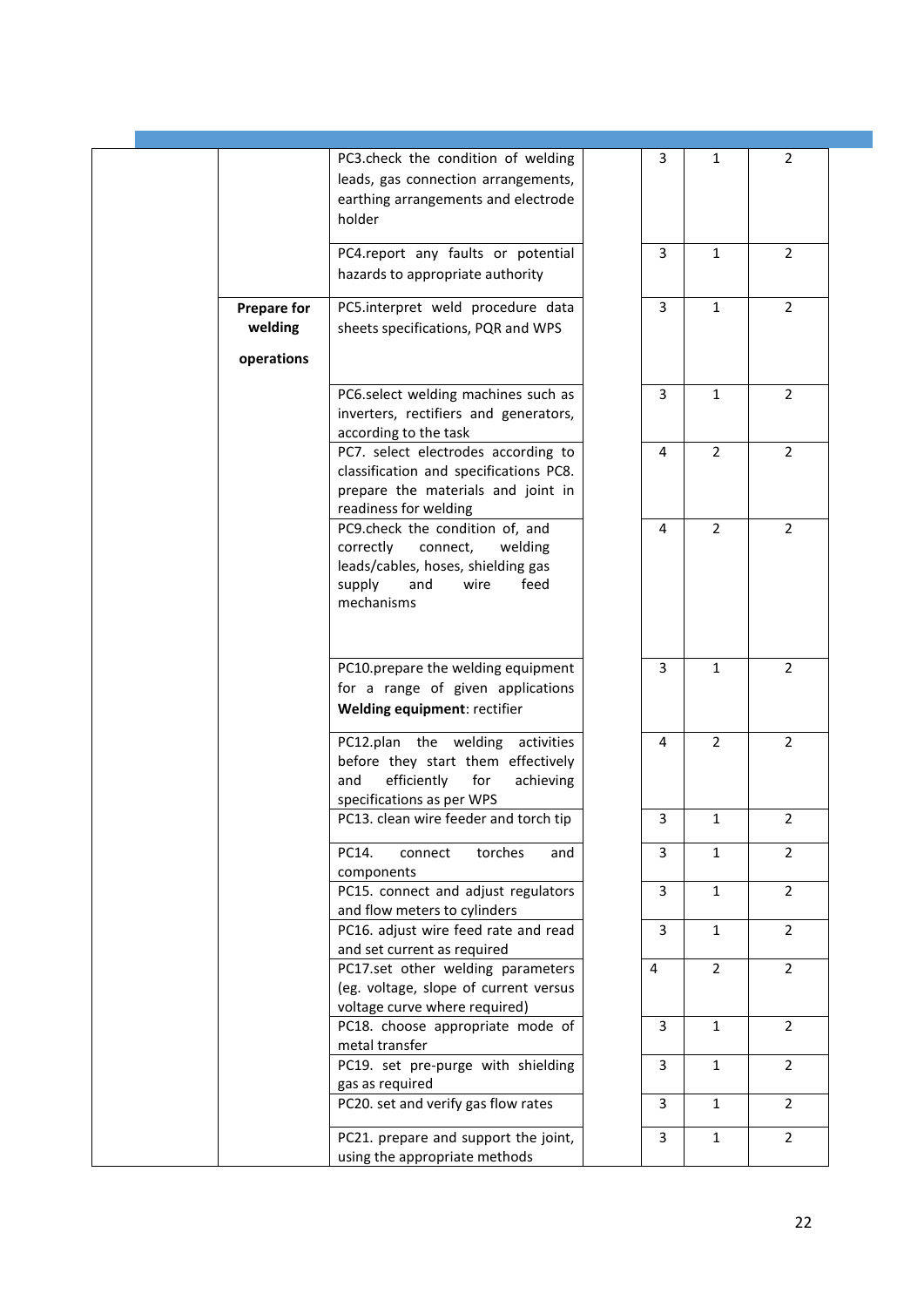| | | | | | | |
|---|---|---|---|---|---|---|
| | | PC3.check the condition of welding leads, gas connection arrangements, earthing arrangements and electrode holder | | 3 | 1 | 2 |
| | | PC4.report any faults or potential hazards to appropriate authority | | 3 | 1 | 2 |
| | **Prepare for welding operations** | PC5.interpret weld procedure data sheets specifications, PQR and WPS | | 3 | 1 | 2 |
| | | PC6.select welding machines such as inverters, rectifiers and generators, according to the task | | 3 | 1 | 2 |
| | | PC7. select electrodes according to classification and specifications PC8. prepare the materials and joint in readiness for welding | | 4 | 2 | 2 |
| | | PC9.check the condition of, and correctly connect, welding leads/cables, hoses, shielding gas supply and wire feed mechanisms | | 4 | 2 | 2 |
| | | PC10.prepare the welding equipment for a range of given applications **Welding equipment**: rectifier | | 3 | 1 | 2 |
| | | PC12.plan the welding activities before they start them effectively and efficiently for achieving specifications as per WPS | | 4 | 2 | 2 |
| | | PC13. clean wire feeder and torch tip | | 3 | 1 | 2 |
| | | PC14. connect torches and components | | 3 | 1 | 2 |
| | | PC15. connect and adjust regulators and flow meters to cylinders | | 3 | 1 | 2 |
| | | PC16. adjust wire feed rate and read and set current as required | | 3 | 1 | 2 |
| | | PC17.set other welding parameters (eg. voltage, slope of current versus voltage curve where required) | | 4 | 2 | 2 |
| | | PC18. choose appropriate mode of metal transfer | | 3 | 1 | 2 |
| | | PC19. set pre-purge with shielding gas as required | | 3 | 1 | 2 |
| | | PC20. set and verify gas flow rates | | 3 | 1 | 2 |
| | | PC21. prepare and support the joint, using the appropriate methods | | 3 | 1 | 2 |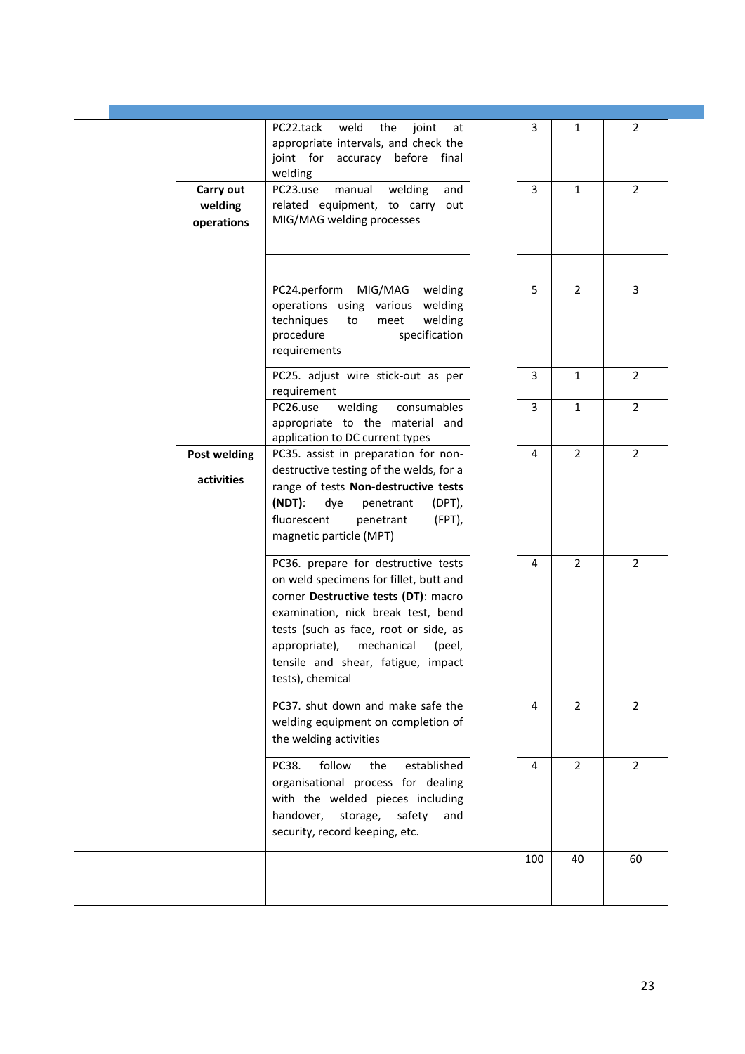|  |  |  |  |  |  |  |
|---|---|---|---|---|---|---|
|  |  | PC22.tack weld the joint at appropriate intervals, and check the joint for accuracy before final welding |  | 3 | 1 | 2 |
|  | **Carry out welding operations** | PC23.use manual welding and related equipment, to carry out MIG/MAG welding processes |  | 3 | 1 | 2 |
|  |  |  |  |  |  |  |
|  |  |  |  |  |  |  |
|  |  | PC24.perform MIG/MAG welding operations using various welding techniques to meet welding procedure specification requirements |  | 5 | 2 | 3 |
|  |  | PC25. adjust wire stick-out as per requirement |  | 3 | 1 | 2 |
|  |  | PC26.use welding consumables appropriate to the material and application to DC current types |  | 3 | 1 | 2 |
|  | **Post welding activities** | PC35. assist in preparation for non-destructive testing of the welds, for a range of tests **Non-destructive tests (NDT)**: dye penetrant (DPT), fluorescent penetrant (FPT), magnetic particle (MPT) |  | 4 | 2 | 2 |
|  |  | PC36. prepare for destructive tests on weld specimens for fillet, butt and corner **Destructive tests (DT)**: macro examination, nick break test, bend tests (such as face, root or side, as appropriate), mechanical (peel, tensile and shear, fatigue, impact tests), chemical |  | 4 | 2 | 2 |
|  |  | PC37. shut down and make safe the welding equipment on completion of the welding activities |  | 4 | 2 | 2 |
|  |  | PC38. follow the established organisational process for dealing with the welded pieces including handover, storage, safety and security, record keeping, etc. |  | 4 | 2 | 2 |
|  |  |  |  | 100 | 40 | 60 |
|  |  |  |  |  |  |  |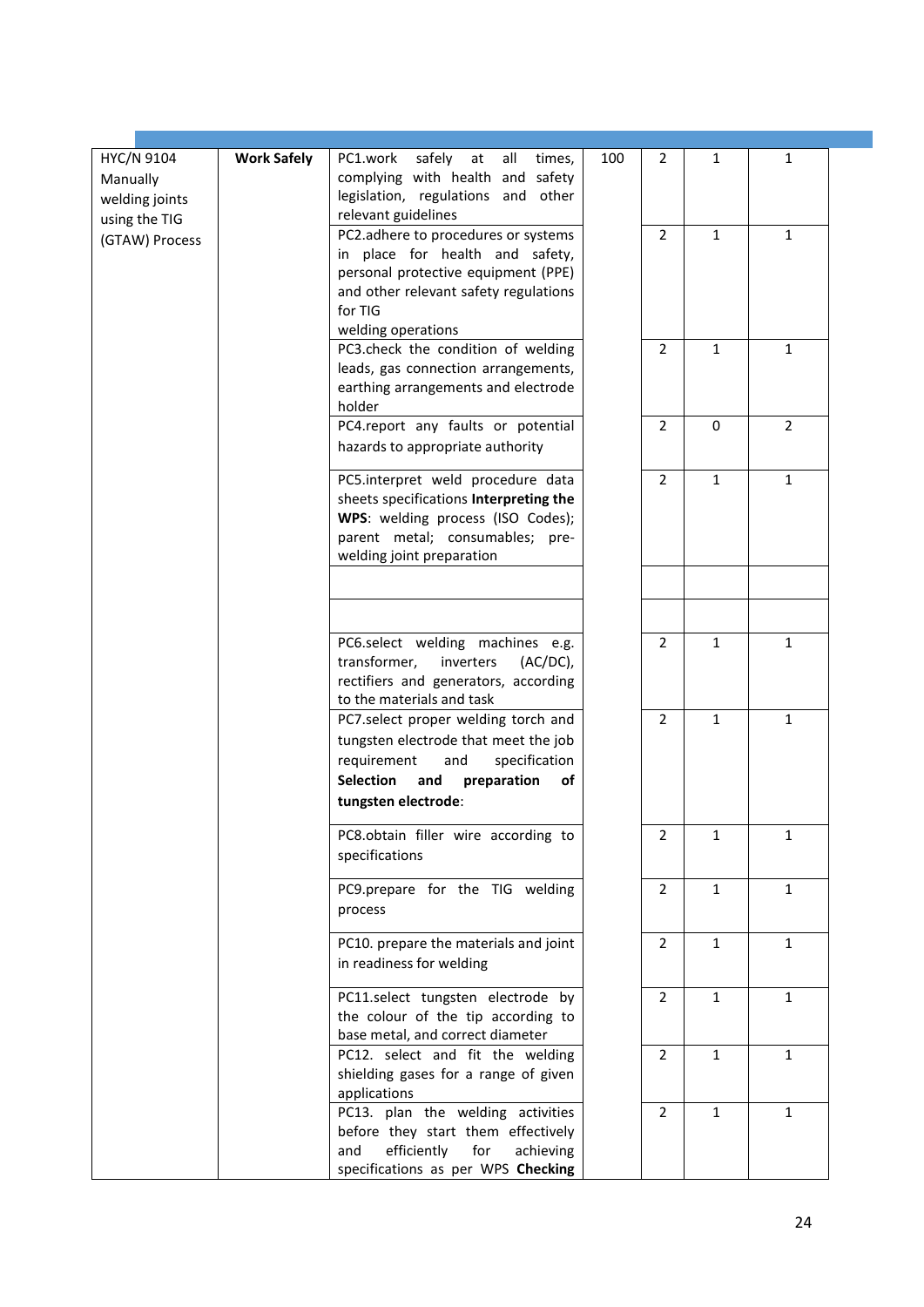| | | | | | | |
|---|---|---|---|---|---|---|
| HYC/N 9104 Manually welding joints using the TIG (GTAW) Process | **Work Safely** | PC1.work safely at all times, complying with health and safety legislation, regulations and other relevant guidelines | 100 | 2 | 1 | 1 |
| | | PC2.adhere to procedures or systems in place for health and safety, personal protective equipment (PPE) and other relevant safety regulations for TIG welding operations | | 2 | 1 | 1 |
| | | PC3.check the condition of welding leads, gas connection arrangements, earthing arrangements and electrode holder | | 2 | 1 | 1 |
| | | PC4.report any faults or potential hazards to appropriate authority | | 2 | 0 | 2 |
| | | PC5.interpret weld procedure data sheets specifications **Interpreting the WPS**: welding process (ISO Codes); parent metal; consumables; pre-welding joint preparation | | 2 | 1 | 1 |
| | | | | | | |
| | | | | | | |
| | | PC6.select welding machines e.g. transformer, inverters (AC/DC), rectifiers and generators, according to the materials and task | | 2 | 1 | 1 |
| | | PC7.select proper welding torch and tungsten electrode that meet the job requirement and specification **Selection and preparation of tungsten electrode**: | | 2 | 1 | 1 |
| | | PC8.obtain filler wire according to specifications | | 2 | 1 | 1 |
| | | PC9.prepare for the TIG welding process | | 2 | 1 | 1 |
| | | PC10. prepare the materials and joint in readiness for welding | | 2 | 1 | 1 |
| | | PC11.select tungsten electrode by the colour of the tip according to base metal, and correct diameter | | 2 | 1 | 1 |
| | | PC12. select and fit the welding shielding gases for a range of given applications | | 2 | 1 | 1 |
| | | PC13. plan the welding activities before they start them effectively and efficiently for achieving specifications as per WPS **Checking** | | 2 | 1 | 1 |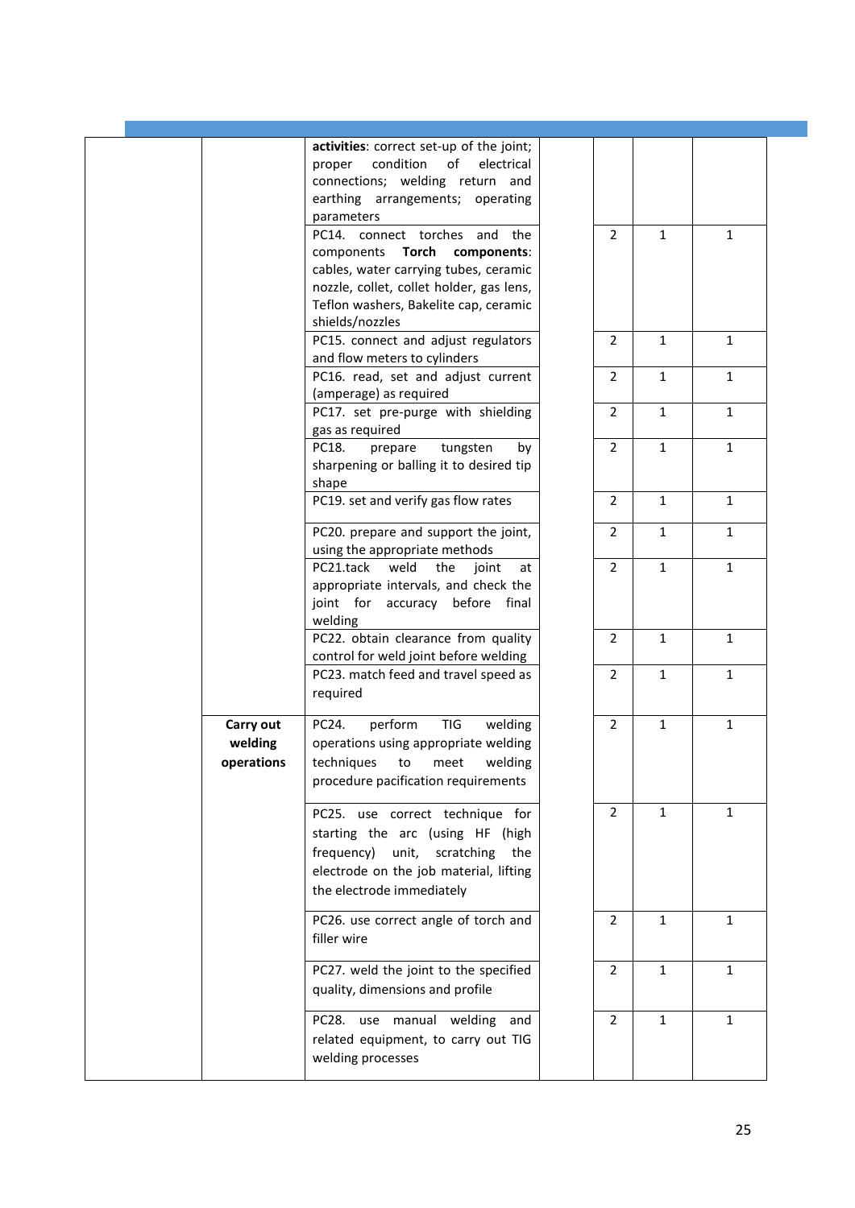|  |  |  |  |  |  |  |
|---|---|---|---|---|---|---|
|  |  | **activities**: correct set-up of the joint; proper condition of electrical connections; welding return and earthing arrangements; operating parameters |  |  |  |  |
|  |  | PC14. connect torches and the components **Torch components**: cables, water carrying tubes, ceramic nozzle, collet, collet holder, gas lens, Teflon washers, Bakelite cap, ceramic shields/nozzles |  | 2 | 1 | 1 |
|  |  | PC15. connect and adjust regulators and flow meters to cylinders |  | 2 | 1 | 1 |
|  |  | PC16. read, set and adjust current (amperage) as required |  | 2 | 1 | 1 |
|  |  | PC17. set pre-purge with shielding gas as required |  | 2 | 1 | 1 |
|  |  | PC18. prepare tungsten by sharpening or balling it to desired tip shape |  | 2 | 1 | 1 |
|  |  | PC19. set and verify gas flow rates |  | 2 | 1 | 1 |
|  |  | PC20. prepare and support the joint, using the appropriate methods |  | 2 | 1 | 1 |
|  |  | PC21.tack weld the joint at appropriate intervals, and check the joint for accuracy before final welding |  | 2 | 1 | 1 |
|  |  | PC22. obtain clearance from quality control for weld joint before welding |  | 2 | 1 | 1 |
|  |  | PC23. match feed and travel speed as required |  | 2 | 1 | 1 |
|  | **Carry out welding operations** | PC24. perform TIG welding operations using appropriate welding techniques to meet welding procedure pacification requirements |  | 2 | 1 | 1 |
|  |  | PC25. use correct technique for starting the arc (using HF (high frequency) unit, scratching the electrode on the job material, lifting the electrode immediately |  | 2 | 1 | 1 |
|  |  | PC26. use correct angle of torch and filler wire |  | 2 | 1 | 1 |
|  |  | PC27. weld the joint to the specified quality, dimensions and profile |  | 2 | 1 | 1 |
|  |  | PC28. use manual welding and related equipment, to carry out TIG welding processes |  | 2 | 1 | 1 |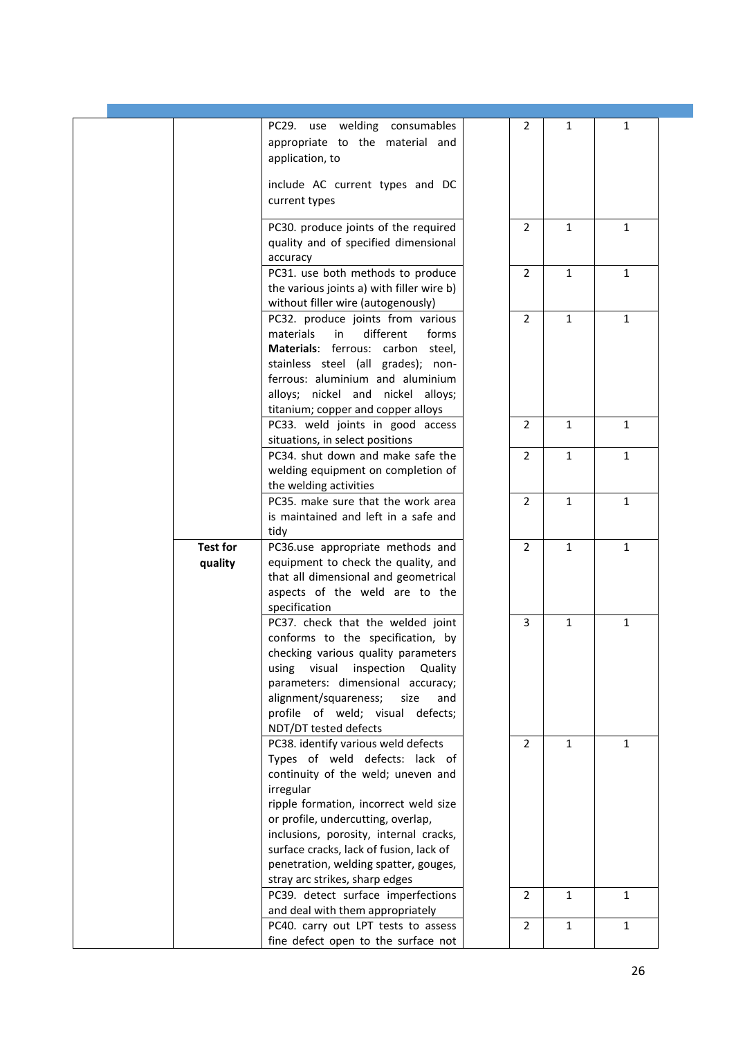| | | | | | | |
|---|---|---|---|---|---|---|
| | | PC29. use welding consumables appropriate to the material and application, to<br><br>include AC current types and DC current types | | 2 | 1 | 1 |
| | | PC30. produce joints of the required quality and of specified dimensional accuracy | | 2 | 1 | 1 |
| | | PC31. use both methods to produce the various joints a) with filler wire b) without filler wire (autogenously) | | 2 | 1 | 1 |
| | | PC32. produce joints from various materials in different forms **Materials**: ferrous: carbon steel, stainless steel (all grades); non-ferrous: aluminium and aluminium alloys; nickel and nickel alloys; titanium; copper and copper alloys | | 2 | 1 | 1 |
| | | PC33. weld joints in good access situations, in select positions | | 2 | 1 | 1 |
| | | PC34. shut down and make safe the welding equipment on completion of the welding activities | | 2 | 1 | 1 |
| | | PC35. make sure that the work area is maintained and left in a safe and tidy | | 2 | 1 | 1 |
| | **Test for quality** | PC36.use appropriate methods and equipment to check the quality, and that all dimensional and geometrical aspects of the weld are to the specification | | 2 | 1 | 1 |
| | | PC37. check that the welded joint conforms to the specification, by checking various quality parameters using visual inspection Quality parameters: dimensional accuracy; alignment/squareness; size and profile of weld; visual defects; NDT/DT tested defects | | 3 | 1 | 1 |
| | | PC38. identify various weld defects Types of weld defects: lack of continuity of the weld; uneven and irregular<br>ripple formation, incorrect weld size or profile, undercutting, overlap, inclusions, porosity, internal cracks, surface cracks, lack of fusion, lack of penetration, welding spatter, gouges, stray arc strikes, sharp edges | | 2 | 1 | 1 |
| | | PC39. detect surface imperfections and deal with them appropriately | | 2 | 1 | 1 |
| | | PC40. carry out LPT tests to assess fine defect open to the surface not | | 2 | 1 | 1 |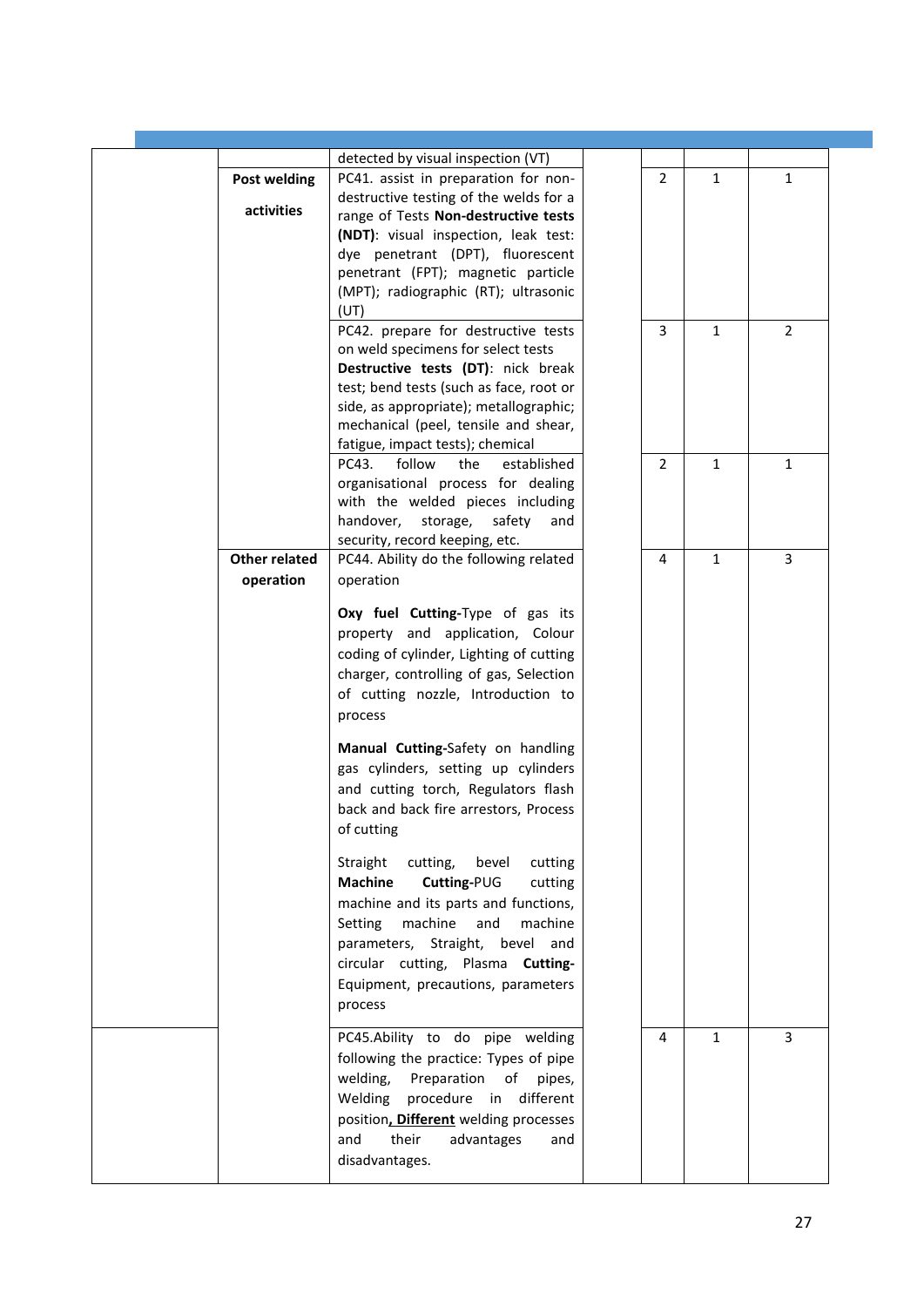|  |  |  |  |  |  |  |
|---|---|---|---|---|---|---|
|  |  | detected by visual inspection (VT) |  |  |  |  |
|  | **Post welding activities** | PC41. assist in preparation for non-destructive testing of the welds for a range of Tests **Non-destructive tests (NDT)**: visual inspection, leak test: dye penetrant (DPT), fluorescent penetrant (FPT); magnetic particle (MPT); radiographic (RT); ultrasonic (UT) |  | 2 | 1 | 1 |
|  |  | PC42. prepare for destructive tests on weld specimens for select tests **Destructive tests (DT)**: nick break test; bend tests (such as face, root or side, as appropriate); metallographic; mechanical (peel, tensile and shear, fatigue, impact tests); chemical |  | 3 | 1 | 2 |
|  |  | PC43. follow the established organisational process for dealing with the welded pieces including handover, storage, safety and security, record keeping, etc. |  | 2 | 1 | 1 |
|  | **Other related operation** | PC44. Ability do the following related operation<br><br>**Oxy fuel Cutting-**Type of gas its property and application, Colour coding of cylinder, Lighting of cutting charger, controlling of gas, Selection of cutting nozzle, Introduction to process<br><br>**Manual Cutting-**Safety on handling gas cylinders, setting up cylinders and cutting torch, Regulators flash back and back fire arrestors, Process of cutting<br><br>Straight cutting, bevel cutting **Machine Cutting-**PUG cutting machine and its parts and functions, Setting machine and machine parameters, Straight, bevel and circular cutting, Plasma **Cutting-**Equipment, precautions, parameters process |  | 4 | 1 | 3 |
|  |  | PC45.Ability to do pipe welding following the practice: Types of pipe welding, Preparation of pipes, Welding procedure in different position**, Different** welding processes and their advantages and disadvantages. |  | 4 | 1 | 3 |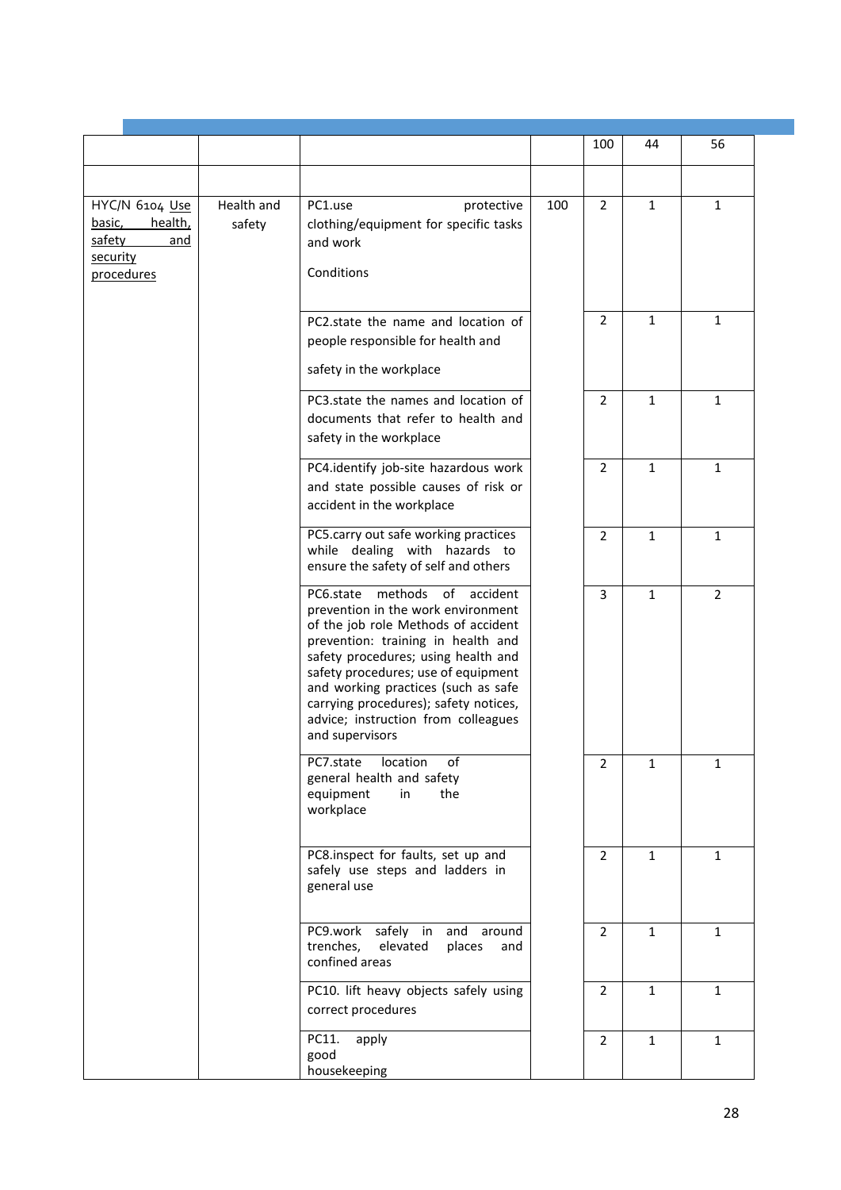| | | | | 100 | 44 | 56 |
|---|---|---|---|---|---|---|
| | | | | | | |
| HYC/N 6104 Use basic, health, safety and security procedures | Health and safety | PC1.use protective clothing/equipment for specific tasks and work Conditions | 100 | 2 | 1 | 1 |
| | | PC2.state the name and location of people responsible for health and safety in the workplace | | 2 | 1 | 1 |
| | | PC3.state the names and location of documents that refer to health and safety in the workplace | | 2 | 1 | 1 |
| | | PC4.identify job-site hazardous work and state possible causes of risk or accident in the workplace | | 2 | 1 | 1 |
| | | PC5.carry out safe working practices while dealing with hazards to ensure the safety of self and others | | 2 | 1 | 1 |
| | | PC6.state methods of accident prevention in the work environment of the job role Methods of accident prevention: training in health and safety procedures; using health and safety procedures; use of equipment and working practices (such as safe carrying procedures); safety notices, advice; instruction from colleagues and supervisors | | 3 | 1 | 2 |
| | | PC7.state location of general health and safety equipment in the workplace | | 2 | 1 | 1 |
| | | PC8.inspect for faults, set up and safely use steps and ladders in general use | | 2 | 1 | 1 |
| | | PC9.work safely in and around trenches, elevated places and confined areas | | 2 | 1 | 1 |
| | | PC10. lift heavy objects safely using correct procedures | | 2 | 1 | 1 |
| | | PC11. apply good housekeeping | | 2 | 1 | 1 |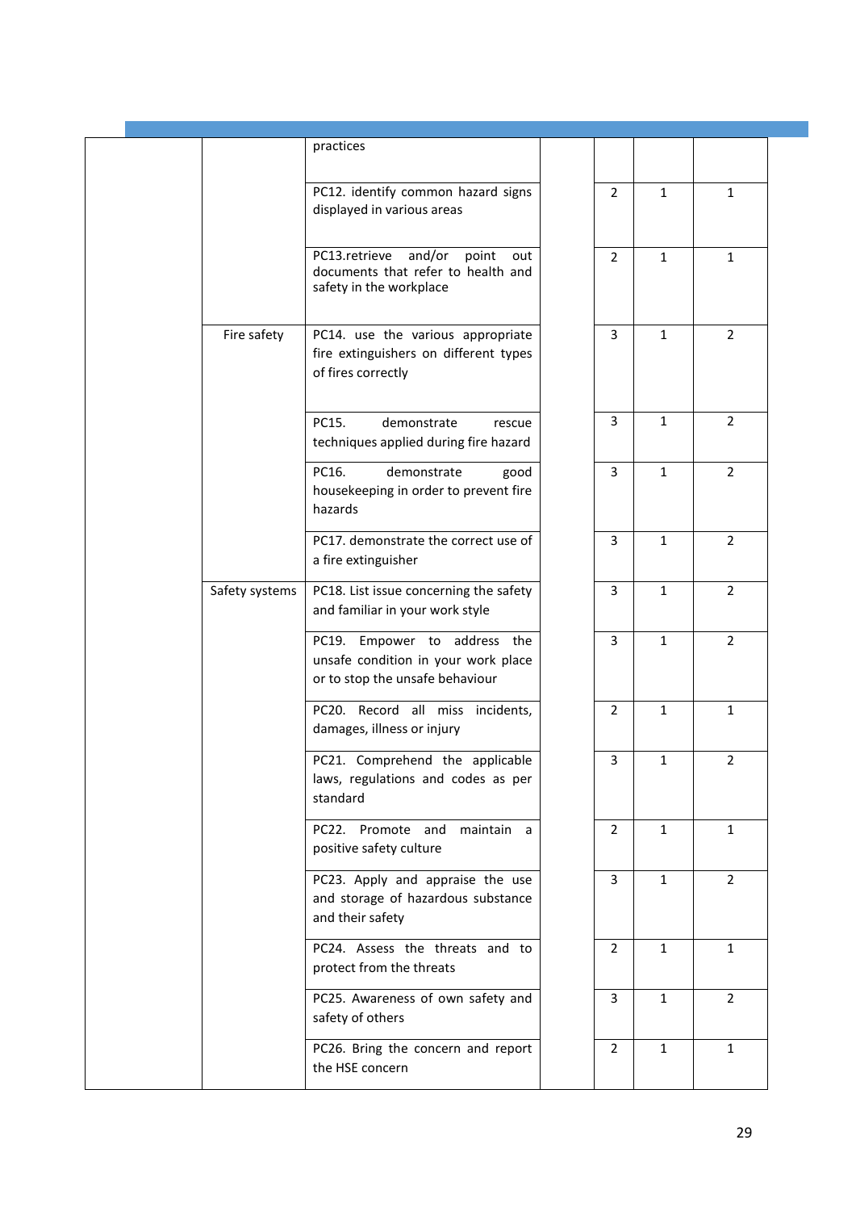|  |  |  |  |  |  |  |
|---|---|---|---|---|---|---|
|  |  | practices |  |  |  |  |
|  |  | PC12. identify common hazard signs displayed in various areas |  | 2 | 1 | 1 |
|  |  | PC13.retrieve and/or point out documents that refer to health and safety in the workplace |  | 2 | 1 | 1 |
|  | Fire safety | PC14. use the various appropriate fire extinguishers on different types of fires correctly |  | 3 | 1 | 2 |
|  |  | PC15. demonstrate rescue techniques applied during fire hazard |  | 3 | 1 | 2 |
|  |  | PC16. demonstrate good housekeeping in order to prevent fire hazards |  | 3 | 1 | 2 |
|  |  | PC17. demonstrate the correct use of a fire extinguisher |  | 3 | 1 | 2 |
|  | Safety systems | PC18. List issue concerning the safety and familiar in your work style |  | 3 | 1 | 2 |
|  |  | PC19. Empower to address the unsafe condition in your work place or to stop the unsafe behaviour |  | 3 | 1 | 2 |
|  |  | PC20. Record all miss incidents, damages, illness or injury |  | 2 | 1 | 1 |
|  |  | PC21. Comprehend the applicable laws, regulations and codes as per standard |  | 3 | 1 | 2 |
|  |  | PC22. Promote and maintain a positive safety culture |  | 2 | 1 | 1 |
|  |  | PC23. Apply and appraise the use and storage of hazardous substance and their safety |  | 3 | 1 | 2 |
|  |  | PC24. Assess the threats and to protect from the threats |  | 2 | 1 | 1 |
|  |  | PC25. Awareness of own safety and safety of others |  | 3 | 1 | 2 |
|  |  | PC26. Bring the concern and report the HSE concern |  | 2 | 1 | 1 |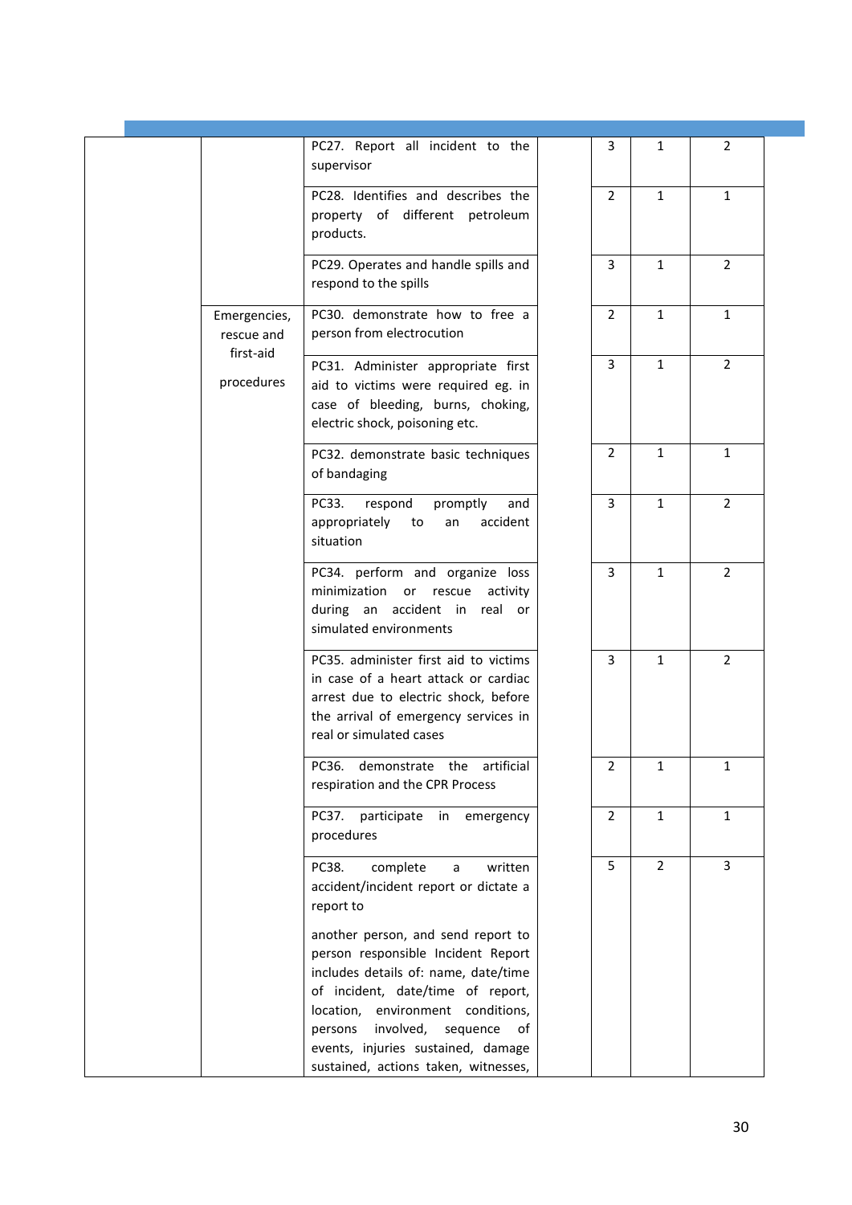| | | | | | | |
|---|---|---|---|---|---|---|
| | | PC27. Report all incident to the supervisor | | 3 | 1 | 2 |
| | | PC28. Identifies and describes the property of different petroleum products. | | 2 | 1 | 1 |
| | | PC29. Operates and handle spills and respond to the spills | | 3 | 1 | 2 |
| | Emergencies, rescue and first-aid procedures | PC30. demonstrate how to free a person from electrocution | | 2 | 1 | 1 |
| | | PC31. Administer appropriate first aid to victims were required eg. in case of bleeding, burns, choking, electric shock, poisoning etc. | | 3 | 1 | 2 |
| | | PC32. demonstrate basic techniques of bandaging | | 2 | 1 | 1 |
| | | PC33. respond promptly and appropriately to an accident situation | | 3 | 1 | 2 |
| | | PC34. perform and organize loss minimization or rescue activity during an accident in real or simulated environments | | 3 | 1 | 2 |
| | | PC35. administer first aid to victims in case of a heart attack or cardiac arrest due to electric shock, before the arrival of emergency services in real or simulated cases | | 3 | 1 | 2 |
| | | PC36. demonstrate the artificial respiration and the CPR Process | | 2 | 1 | 1 |
| | | PC37. participate in emergency procedures | | 2 | 1 | 1 |
| | | PC38. complete a written accident/incident report or dictate a report to another person, and send report to person responsible Incident Report includes details of: name, date/time of incident, date/time of report, location, environment conditions, persons involved, sequence of events, injuries sustained, damage sustained, actions taken, witnesses, | | 5 | 2 | 3 |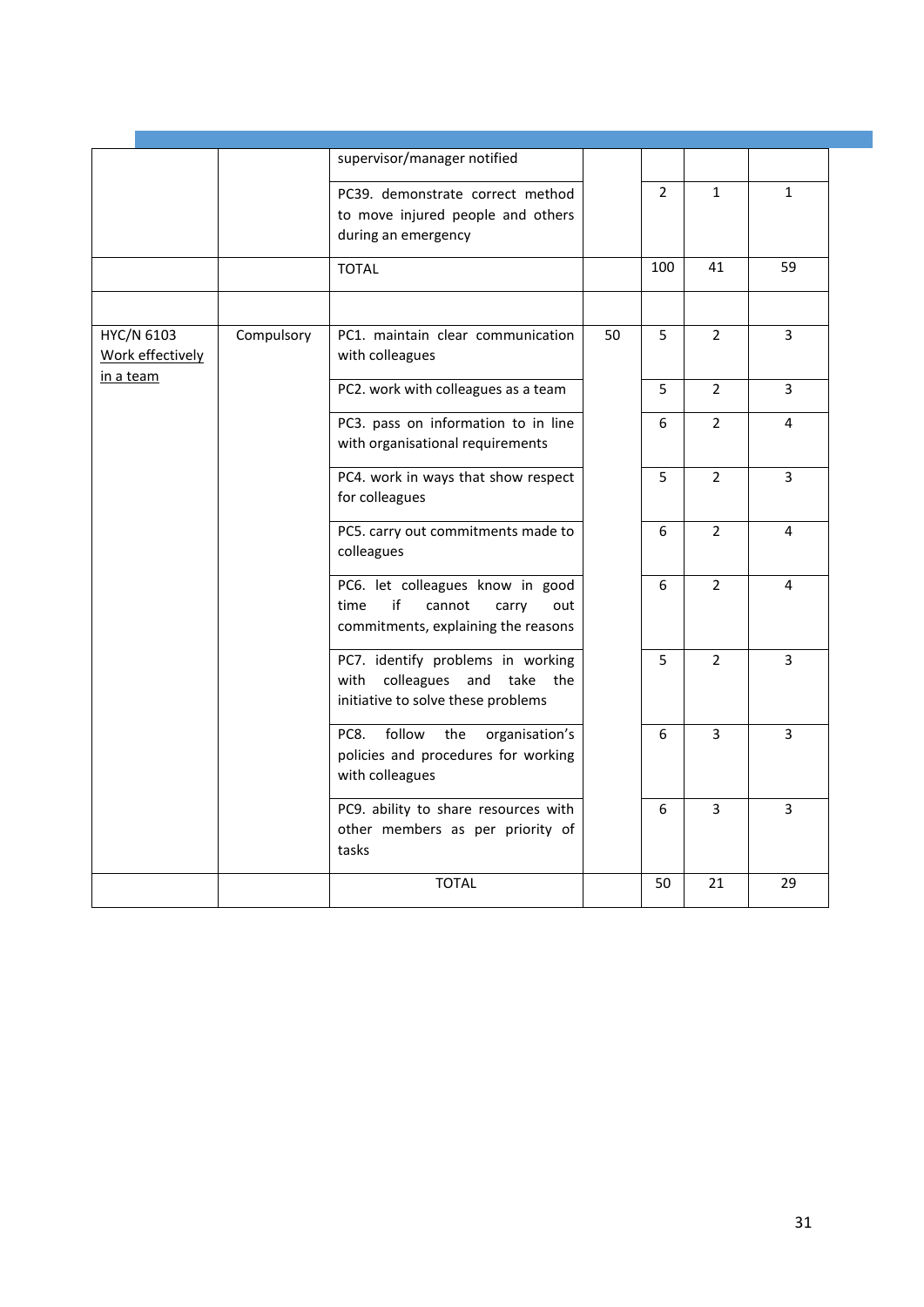| | | | | | | |
|---|---|---|---|---|---|---|
| | | supervisor/manager notified | | | | |
| | | PC39. demonstrate correct method to move injured people and others during an emergency | | 2 | 1 | 1 |
| | | TOTAL | | 100 | 41 | 59 |
| | | | | | | |
| HYC/N 6103 Work effectively in a team | Compulsory | PC1. maintain clear communication with colleagues | 50 | 5 | 2 | 3 |
| | | PC2. work with colleagues as a team | | 5 | 2 | 3 |
| | | PC3. pass on information to in line with organisational requirements | | 6 | 2 | 4 |
| | | PC4. work in ways that show respect for colleagues | | 5 | 2 | 3 |
| | | PC5. carry out commitments made to colleagues | | 6 | 2 | 4 |
| | | PC6. let colleagues know in good time if cannot carry out commitments, explaining the reasons | | 6 | 2 | 4 |
| | | PC7. identify problems in working with colleagues and take the initiative to solve these problems | | 5 | 2 | 3 |
| | | PC8. follow the organisation's policies and procedures for working with colleagues | | 6 | 3 | 3 |
| | | PC9. ability to share resources with other members as per priority of tasks | | 6 | 3 | 3 |
| | | TOTAL | | 50 | 21 | 29 |